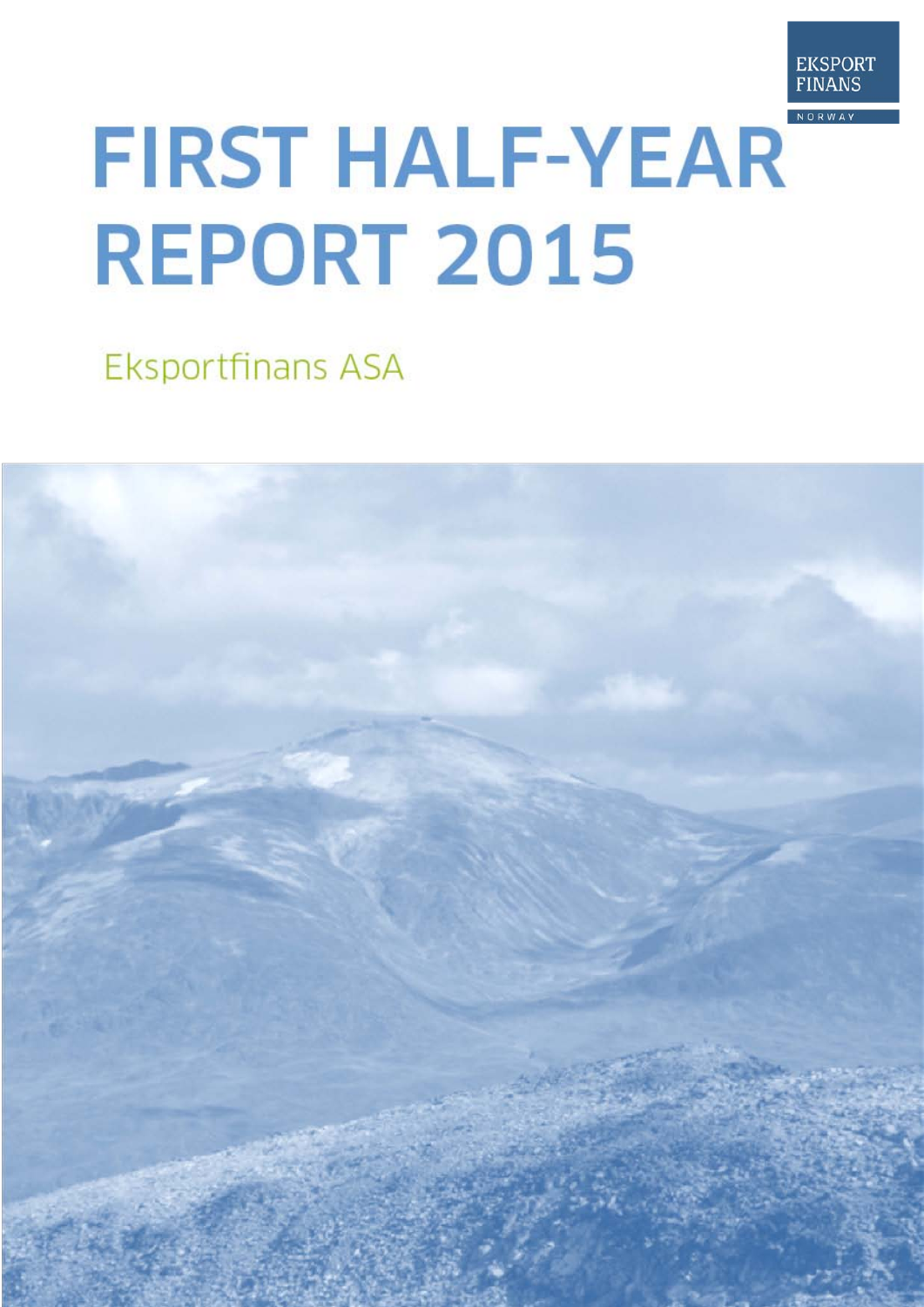EKSPORT FINANS

NORWAY

# FIRST HALF-YEAR REPORT 2015

Eksportfinans ASA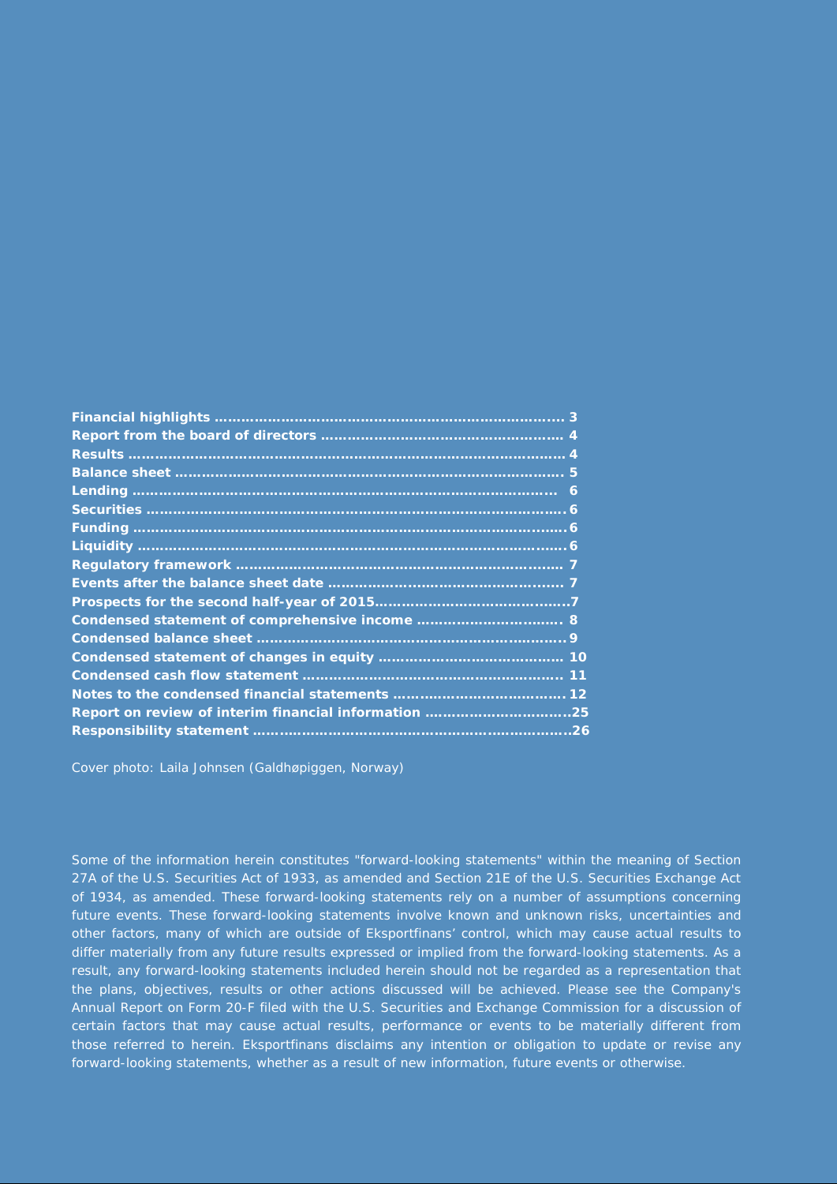**Financial highlights ........................................................................... 3**
**Report from the board of directors ...................................................... 4**
**Results ................................................................................................ 4**
**Balance sheet ...................................................................................... 5**
**Lending ..............................................................................................  6**
**Securities ............................................................................................ 6**
**Funding ............................................................................................... 6**
**Liquidity .............................................................................................. 6**
**Regulatory framework ......................................................................... 7**
**Events after the balance sheet date .................................................... 7**
**Prospects for the second half-year of 2015...........................................7**
**Condensed statement of comprehensive income ................................ 8**
**Condensed balance sheet ..................................................................... 9**
**Condensed statement of changes in equity ......................................... 10**
**Condensed cash flow statement .......................................................... 11**
**Notes to the condensed financial statements ...................................... 12**
**Report on review of interim financial information ................................25**
**Responsibility statement .......................................................................26**

Cover photo: Laila Johnsen (Galdhøpiggen, Norway)

Some of the information herein constitutes "forward-looking statements" within the meaning of Section 27A of the U.S. Securities Act of 1933, as amended and Section 21E of the U.S. Securities Exchange Act of 1934, as amended. These forward-looking statements rely on a number of assumptions concerning future events. These forward-looking statements involve known and unknown risks, uncertainties and other factors, many of which are outside of Eksportfinans' control, which may cause actual results to differ materially from any future results expressed or implied from the forward-looking statements. As a result, any forward-looking statements included herein should not be regarded as a representation that the plans, objectives, results or other actions discussed will be achieved. Please see the Company's Annual Report on Form 20-F filed with the U.S. Securities and Exchange Commission for a discussion of certain factors that may cause actual results, performance or events to be materially different from those referred to herein. Eksportfinans disclaims any intention or obligation to update or revise any forward-looking statements, whether as a result of new information, future events or otherwise.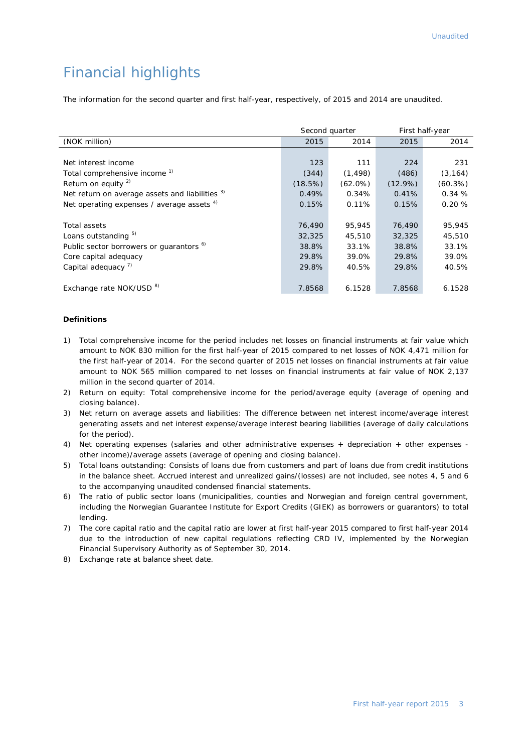# Financial highlights

The information for the second quarter and first half-year, respectively, of 2015 and 2014 are unaudited.

| | Second quarter | | First half-year | |
|---|---|---|---|---|
| (NOK million) | 2015 | 2014 | 2015 | 2014 |
| | | | | |
| Net interest income | 123 | 111 | 224 | 231 |
| Total comprehensive income [1)] | (344) | (1,498) | (486) | (3,164) |
| Return on equity [2)] | (18.5%) | (62.0%) | (12.9%) | (60.3%) |
| Net return on average assets and liabilities [3)] | 0.49% | 0.34% | 0.41% | 0.34 % |
| Net operating expenses / average assets [4)] | 0.15% | 0.11% | 0.15% | 0.20 % |
| | | | | |
| Total assets | 76,490 | 95,945 | 76,490 | 95,945 |
| Loans outstanding [5)] | 32,325 | 45,510 | 32,325 | 45,510 |
| Public sector borrowers or guarantors [6)] | 38.8% | 33.1% | 38.8% | 33.1% |
| Core capital adequacy | 29.8% | 39.0% | 29.8% | 39.0% |
| Capital adequacy [7)] | 29.8% | 40.5% | 29.8% | 40.5% |
| | | | | |
| Exchange rate NOK/USD [8)] | 7.8568 | 6.1528 | 7.8568 | 6.1528 |

**Definitions**

1) Total comprehensive income for the period includes net losses on financial instruments at fair value which amount to NOK 830 million for the first half-year of 2015 compared to net losses of NOK 4,471 million for the first half-year of 2014. For the second quarter of 2015 net losses on financial instruments at fair value amount to NOK 565 million compared to net losses on financial instruments at fair value of NOK 2,137 million in the second quarter of 2014.
2) Return on equity: Total comprehensive income for the period/average equity (average of opening and closing balance).
3) Net return on average assets and liabilities: The difference between net interest income/average interest generating assets and net interest expense/average interest bearing liabilities (average of daily calculations for the period).
4) Net operating expenses (salaries and other administrative expenses + depreciation + other expenses - other income)/average assets (average of opening and closing balance).
5) Total loans outstanding: Consists of loans due from customers and part of loans due from credit institutions in the balance sheet. Accrued interest and unrealized gains/(losses) are not included, see notes 4, 5 and 6 to the accompanying unaudited condensed financial statements.
6) The ratio of public sector loans (municipalities, counties and Norwegian and foreign central government, including the Norwegian Guarantee Institute for Export Credits (GIEK) as borrowers or guarantors) to total lending.
7) The core capital ratio and the capital ratio are lower at first half-year 2015 compared to first half-year 2014 due to the introduction of new capital regulations reflecting CRD IV, implemented by the Norwegian Financial Supervisory Authority as of September 30, 2014.
8) Exchange rate at balance sheet date.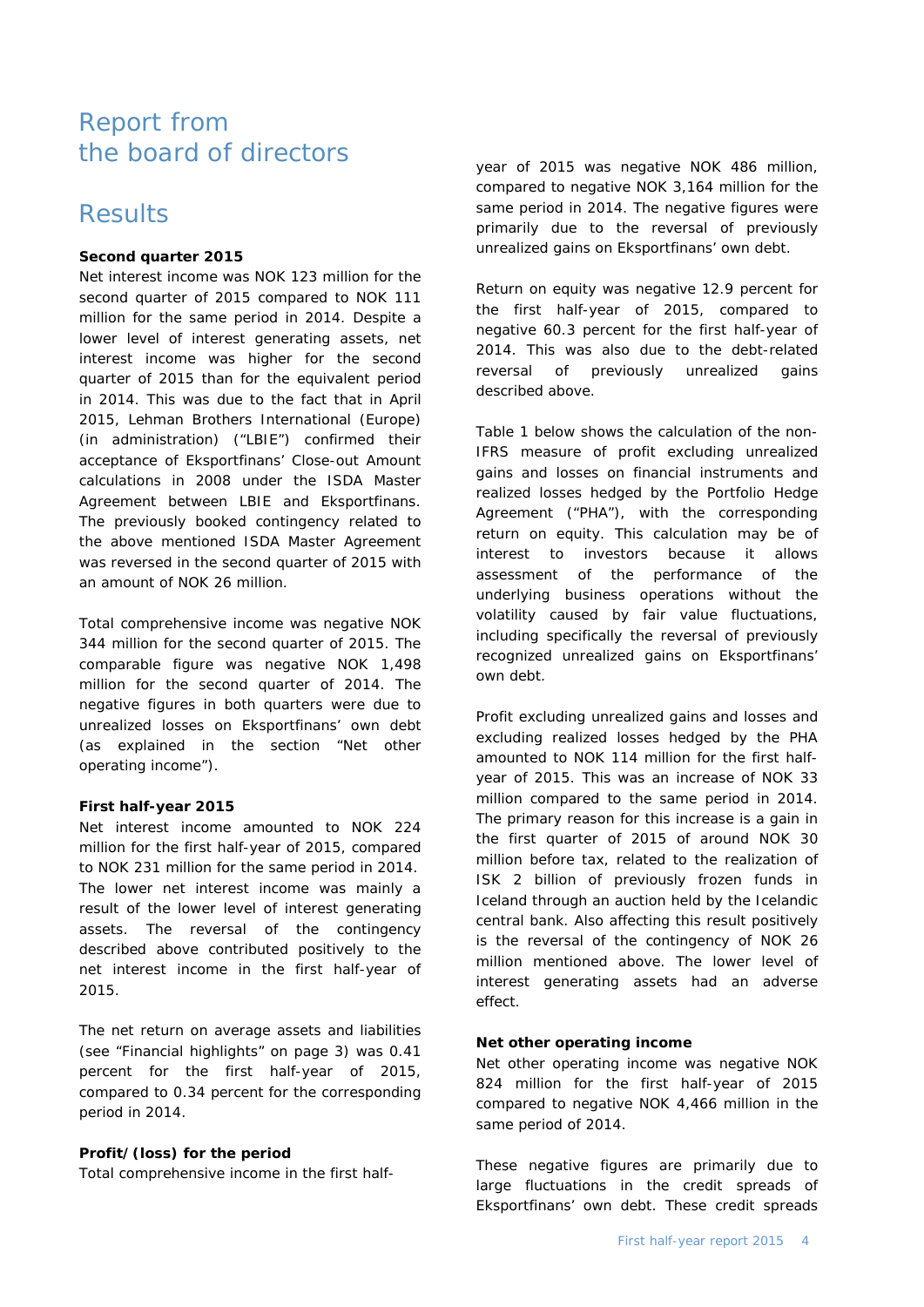# Report from the board of directors

## Results

**Second quarter 2015**

Net interest income was NOK 123 million for the second quarter of 2015 compared to NOK 111 million for the same period in 2014. Despite a lower level of interest generating assets, net interest income was higher for the second quarter of 2015 than for the equivalent period in 2014. This was due to the fact that in April 2015, Lehman Brothers International (Europe) (in administration) ("LBIE") confirmed their acceptance of Eksportfinans' Close-out Amount calculations in 2008 under the ISDA Master Agreement between LBIE and Eksportfinans. The previously booked contingency related to the above mentioned ISDA Master Agreement was reversed in the second quarter of 2015 with an amount of NOK 26 million.

Total comprehensive income was negative NOK 344 million for the second quarter of 2015. The comparable figure was negative NOK 1,498 million for the second quarter of 2014. The negative figures in both quarters were due to unrealized losses on Eksportfinans' own debt (as explained in the section "Net other operating income").

**First half-year 2015**

Net interest income amounted to NOK 224 million for the first half-year of 2015, compared to NOK 231 million for the same period in 2014. The lower net interest income was mainly a result of the lower level of interest generating assets. The reversal of the contingency described above contributed positively to the net interest income in the first half-year of 2015.

The net return on average assets and liabilities (see "Financial highlights" on page 3) was 0.41 percent for the first half-year of 2015, compared to 0.34 percent for the corresponding period in 2014.

**Profit/(loss) for the period**

Total comprehensive income in the first half-year of 2015 was negative NOK 486 million, compared to negative NOK 3,164 million for the same period in 2014. The negative figures were primarily due to the reversal of previously unrealized gains on Eksportfinans' own debt.

Return on equity was negative 12.9 percent for the first half-year of 2015, compared to negative 60.3 percent for the first half-year of 2014. This was also due to the debt-related reversal of previously unrealized gains described above.

Table 1 below shows the calculation of the non-IFRS measure of profit excluding unrealized gains and losses on financial instruments and realized losses hedged by the Portfolio Hedge Agreement ("PHA"), with the corresponding return on equity. This calculation may be of interest to investors because it allows assessment of the performance of the underlying business operations without the volatility caused by fair value fluctuations, including specifically the reversal of previously recognized unrealized gains on Eksportfinans' own debt.

Profit excluding unrealized gains and losses and excluding realized losses hedged by the PHA amounted to NOK 114 million for the first half-year of 2015. This was an increase of NOK 33 million compared to the same period in 2014. The primary reason for this increase is a gain in the first quarter of 2015 of around NOK 30 million before tax, related to the realization of ISK 2 billion of previously frozen funds in Iceland through an auction held by the Icelandic central bank. Also affecting this result positively is the reversal of the contingency of NOK 26 million mentioned above. The lower level of interest generating assets had an adverse effect.

**Net other operating income**

Net other operating income was negative NOK 824 million for the first half-year of 2015 compared to negative NOK 4,466 million in the same period of 2014.

These negative figures are primarily due to large fluctuations in the credit spreads of Eksportfinans' own debt. These credit spreads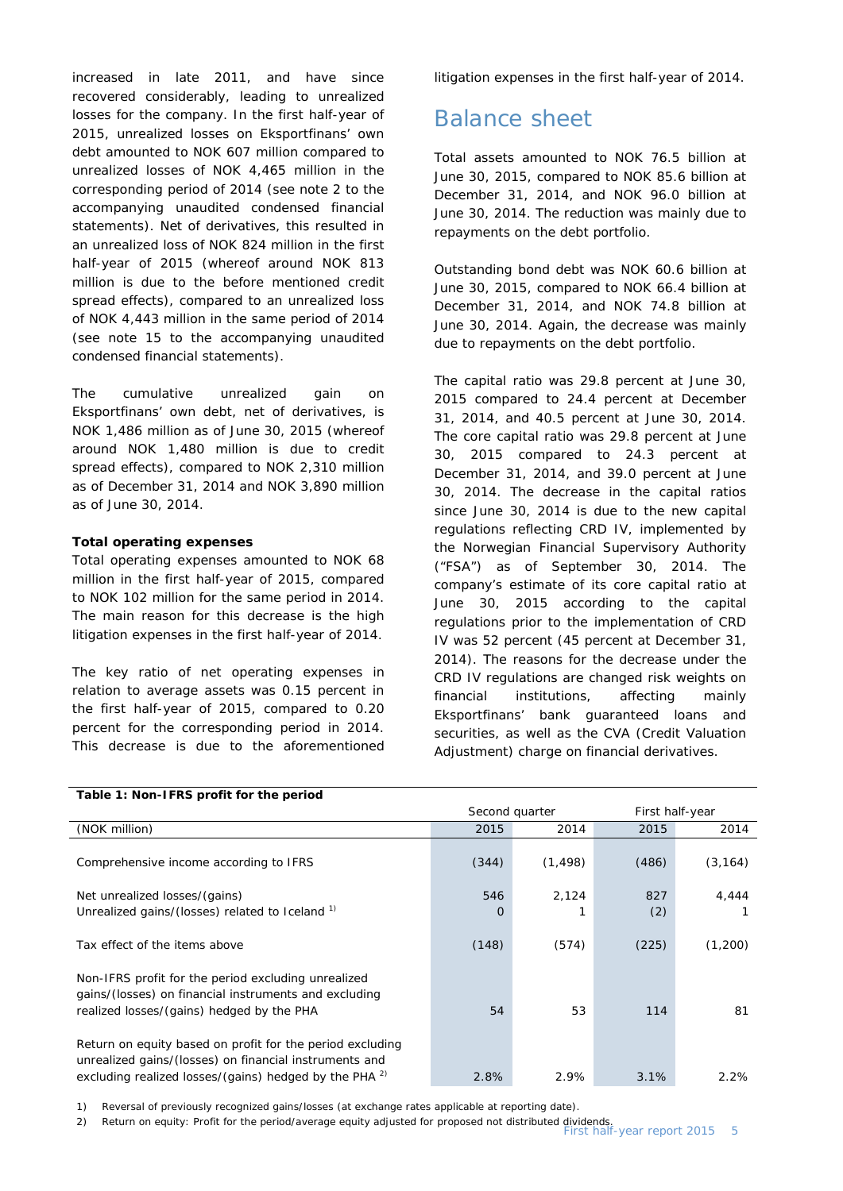increased in late 2011, and have since recovered considerably, leading to unrealized losses for the company. In the first half-year of 2015, unrealized losses on Eksportfinans' own debt amounted to NOK 607 million compared to unrealized losses of NOK 4,465 million in the corresponding period of 2014 (see note 2 to the accompanying unaudited condensed financial statements). Net of derivatives, this resulted in an unrealized loss of NOK 824 million in the first half-year of 2015 (whereof around NOK 813 million is due to the before mentioned credit spread effects), compared to an unrealized loss of NOK 4,443 million in the same period of 2014 (see note 15 to the accompanying unaudited condensed financial statements).

The cumulative unrealized gain on Eksportfinans' own debt, net of derivatives, is NOK 1,486 million as of June 30, 2015 (whereof around NOK 1,480 million is due to credit spread effects), compared to NOK 2,310 million as of December 31, 2014 and NOK 3,890 million as of June 30, 2014.

**Total operating expenses**

Total operating expenses amounted to NOK 68 million in the first half-year of 2015, compared to NOK 102 million for the same period in 2014. The main reason for this decrease is the high litigation expenses in the first half-year of 2014.

The key ratio of net operating expenses in relation to average assets was 0.15 percent in the first half-year of 2015, compared to 0.20 percent for the corresponding period in 2014. This decrease is due to the aforementioned litigation expenses in the first half-year of 2014.

# Balance sheet

Total assets amounted to NOK 76.5 billion at June 30, 2015, compared to NOK 85.6 billion at December 31, 2014, and NOK 96.0 billion at June 30, 2014. The reduction was mainly due to repayments on the debt portfolio.

Outstanding bond debt was NOK 60.6 billion at June 30, 2015, compared to NOK 66.4 billion at December 31, 2014, and NOK 74.8 billion at June 30, 2014. Again, the decrease was mainly due to repayments on the debt portfolio.

The capital ratio was 29.8 percent at June 30, 2015 compared to 24.4 percent at December 31, 2014, and 40.5 percent at June 30, 2014. The core capital ratio was 29.8 percent at June 30, 2015 compared to 24.3 percent at December 31, 2014, and 39.0 percent at June 30, 2014. The decrease in the capital ratios since June 30, 2014 is due to the new capital regulations reflecting CRD IV, implemented by the Norwegian Financial Supervisory Authority ("FSA") as of September 30, 2014. The company's estimate of its core capital ratio at June 30, 2015 according to the capital regulations prior to the implementation of CRD IV was 52 percent (45 percent at December 31, 2014). The reasons for the decrease under the CRD IV regulations are changed risk weights on financial institutions, affecting mainly Eksportfinans' bank guaranteed loans and securities, as well as the CVA (Credit Valuation Adjustment) charge on financial derivatives.

**Table 1: Non-IFRS profit for the period**

| | Second quarter | | First half-year | |
|---|---|---|---|---|
| (NOK million) | 2015 | 2014 | 2015 | 2014 |
| Comprehensive income according to IFRS | (344) | (1,498) | (486) | (3,164) |
| Net unrealized losses/(gains) | 546 | 2,124 | 827 | 4,444 |
| Unrealized gains/(losses) related to Iceland [1] | 0 | 1 | (2) | 1 |
| Tax effect of the items above | (148) | (574) | (225) | (1,200) |
| Non-IFRS profit for the period excluding unrealized gains/(losses) on financial instruments and excluding realized losses/(gains) hedged by the PHA | 54 | 53 | 114 | 81 |
| Return on equity based on profit for the period excluding unrealized gains/(losses) on financial instruments and excluding realized losses/(gains) hedged by the PHA [2] | 2.8% | 2.9% | 3.1% | 2.2% |

1) Reversal of previously recognized gains/losses (at exchange rates applicable at reporting date).

2) Return on equity: Profit for the period/average equity adjusted for proposed not distributed dividends.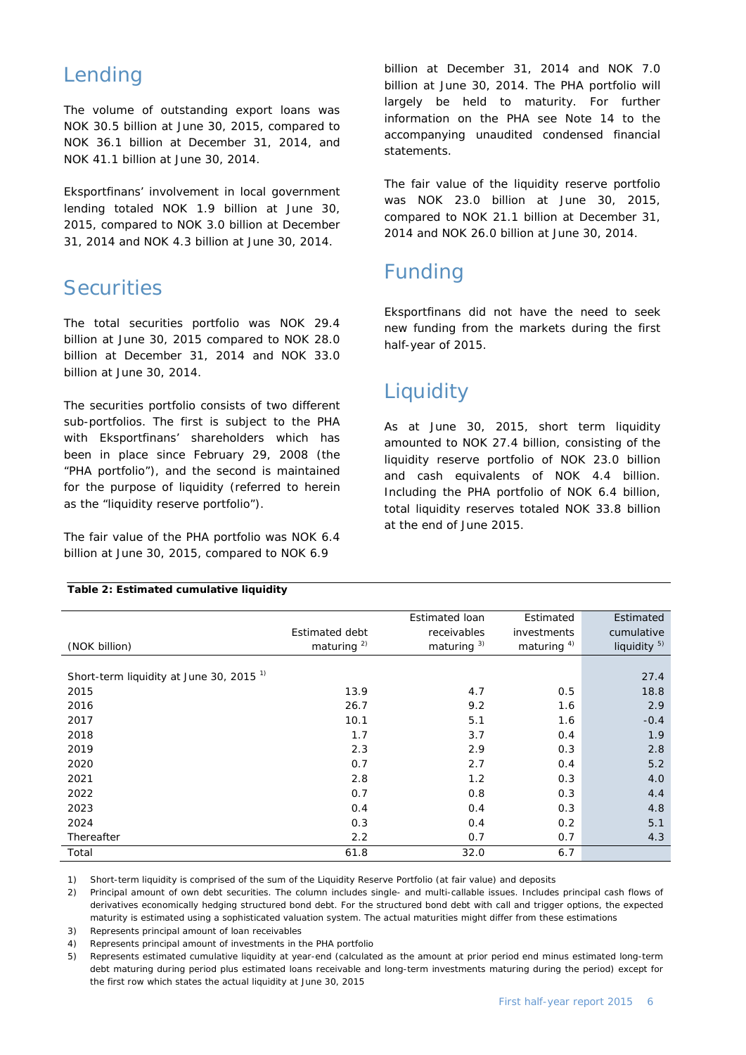## Lending

The volume of outstanding export loans was NOK 30.5 billion at June 30, 2015, compared to NOK 36.1 billion at December 31, 2014, and NOK 41.1 billion at June 30, 2014.

Eksportfinans' involvement in local government lending totaled NOK 1.9 billion at June 30, 2015, compared to NOK 3.0 billion at December 31, 2014 and NOK 4.3 billion at June 30, 2014.

## Securities

The total securities portfolio was NOK 29.4 billion at June 30, 2015 compared to NOK 28.0 billion at December 31, 2014 and NOK 33.0 billion at June 30, 2014.

The securities portfolio consists of two different sub-portfolios. The first is subject to the PHA with Eksportfinans' shareholders which has been in place since February 29, 2008 (the "PHA portfolio"), and the second is maintained for the purpose of liquidity (referred to herein as the "liquidity reserve portfolio").

The fair value of the PHA portfolio was NOK 6.4 billion at June 30, 2015, compared to NOK 6.9 billion at December 31, 2014 and NOK 7.0 billion at June 30, 2014. The PHA portfolio will largely be held to maturity. For further information on the PHA see Note 14 to the accompanying unaudited condensed financial statements.

The fair value of the liquidity reserve portfolio was NOK 23.0 billion at June 30, 2015, compared to NOK 21.1 billion at December 31, 2014 and NOK 26.0 billion at June 30, 2014.

## Funding

Eksportfinans did not have the need to seek new funding from the markets during the first half-year of 2015.

## Liquidity

As at June 30, 2015, short term liquidity amounted to NOK 27.4 billion, consisting of the liquidity reserve portfolio of NOK 23.0 billion and cash and cash equivalents of NOK 4.4 billion. Including the PHA portfolio of NOK 6.4 billion, total liquidity reserves totaled NOK 33.8 billion at the end of June 2015.

**Table 2: Estimated cumulative liquidity**

| (NOK billion) | Estimated debt maturing [2] | Estimated loan receivables maturing [3] | Estimated investments maturing [4] | Estimated cumulative liquidity [5] |
|---|---|---|---|---|
| Short-term liquidity at June 30, 2015 [1] | | | | 27.4 |
| 2015 | 13.9 | 4.7 | 0.5 | 18.8 |
| 2016 | 26.7 | 9.2 | 1.6 | 2.9 |
| 2017 | 10.1 | 5.1 | 1.6 | -0.4 |
| 2018 | 1.7 | 3.7 | 0.4 | 1.9 |
| 2019 | 2.3 | 2.9 | 0.3 | 2.8 |
| 2020 | 0.7 | 2.7 | 0.4 | 5.2 |
| 2021 | 2.8 | 1.2 | 0.3 | 4.0 |
| 2022 | 0.7 | 0.8 | 0.3 | 4.4 |
| 2023 | 0.4 | 0.4 | 0.3 | 4.8 |
| 2024 | 0.3 | 0.4 | 0.2 | 5.1 |
| Thereafter | 2.2 | 0.7 | 0.7 | 4.3 |
| Total | 61.8 | 32.0 | 6.7 | |

1) Short-term liquidity is comprised of the sum of the Liquidity Reserve Portfolio (at fair value) and deposits

2) Principal amount of own debt securities. The column includes single- and multi-callable issues. Includes principal cash flows of derivatives economically hedging structured bond debt. For the structured bond debt with call and trigger options, the expected maturity is estimated using a sophisticated valuation system. The actual maturities might differ from these estimations

3) Represents principal amount of loan receivables

4) Represents principal amount of investments in the PHA portfolio

5) Represents estimated cumulative liquidity at year-end (calculated as the amount at prior period end minus estimated long-term debt maturing during period plus estimated loans receivable and long-term investments maturing during the period) except for the first row which states the actual liquidity at June 30, 2015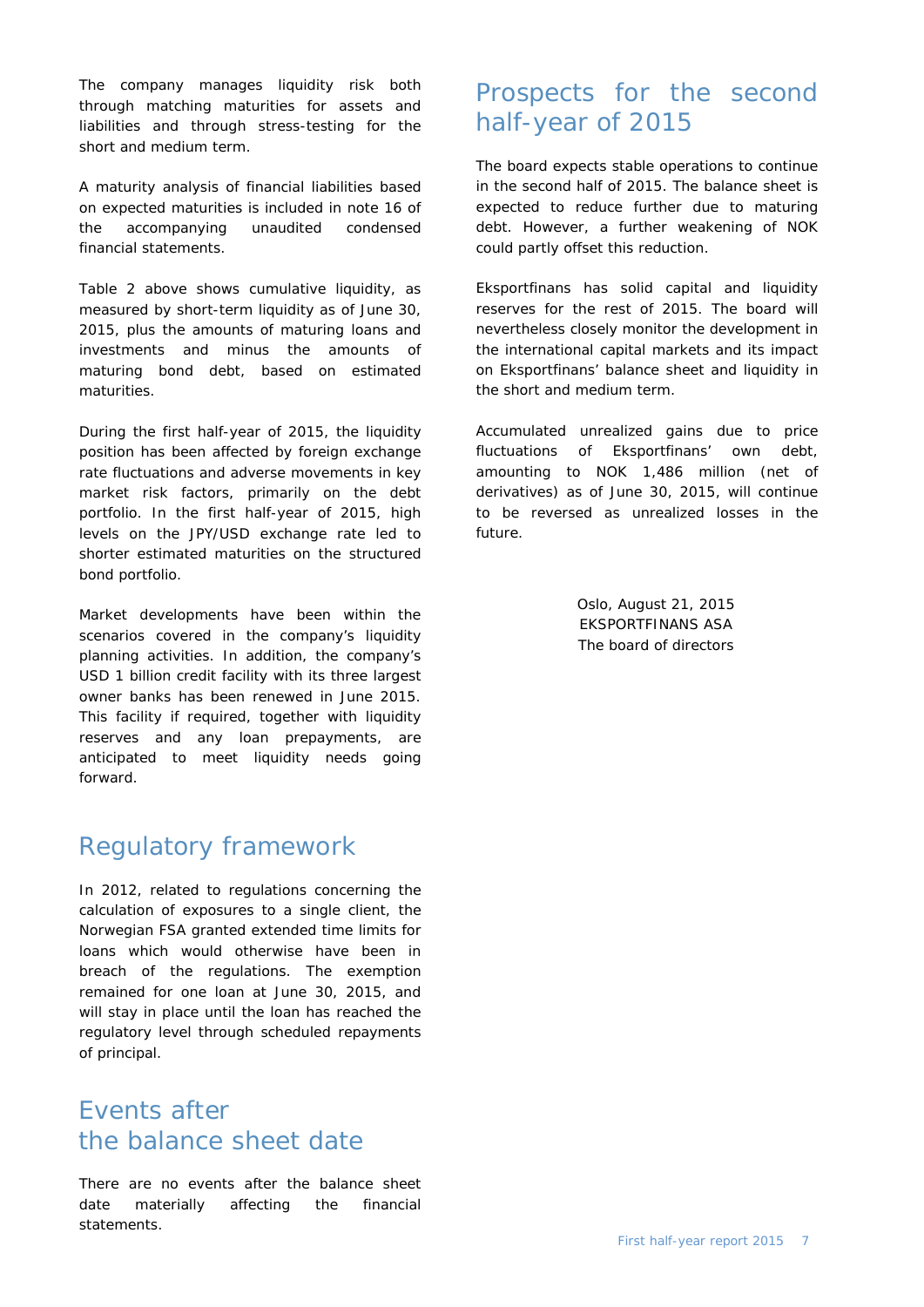The company manages liquidity risk both through matching maturities for assets and liabilities and through stress-testing for the short and medium term.

A maturity analysis of financial liabilities based on expected maturities is included in note 16 of the accompanying unaudited condensed financial statements.

Table 2 above shows cumulative liquidity, as measured by short-term liquidity as of June 30, 2015, plus the amounts of maturing loans and investments and minus the amounts of maturing bond debt, based on estimated maturities.

During the first half-year of 2015, the liquidity position has been affected by foreign exchange rate fluctuations and adverse movements in key market risk factors, primarily on the debt portfolio. In the first half-year of 2015, high levels on the JPY/USD exchange rate led to shorter estimated maturities on the structured bond portfolio.

Market developments have been within the scenarios covered in the company's liquidity planning activities. In addition, the company's USD 1 billion credit facility with its three largest owner banks has been renewed in June 2015. This facility if required, together with liquidity reserves and any loan prepayments, are anticipated to meet liquidity needs going forward.

## Regulatory framework

In 2012, related to regulations concerning the calculation of exposures to a single client, the Norwegian FSA granted extended time limits for loans which would otherwise have been in breach of the regulations. The exemption remained for one loan at June 30, 2015, and will stay in place until the loan has reached the regulatory level through scheduled repayments of principal.

## Events after the balance sheet date

There are no events after the balance sheet date materially affecting the financial statements.

## Prospects for the second half-year of 2015

The board expects stable operations to continue in the second half of 2015. The balance sheet is expected to reduce further due to maturing debt. However, a further weakening of NOK could partly offset this reduction.

Eksportfinans has solid capital and liquidity reserves for the rest of 2015. The board will nevertheless closely monitor the development in the international capital markets and its impact on Eksportfinans' balance sheet and liquidity in the short and medium term.

Accumulated unrealized gains due to price fluctuations of Eksportfinans' own debt, amounting to NOK 1,486 million (net of derivatives) as of June 30, 2015, will continue to be reversed as unrealized losses in the future.

Oslo, August 21, 2015
EKSPORTFINANS ASA
The board of directors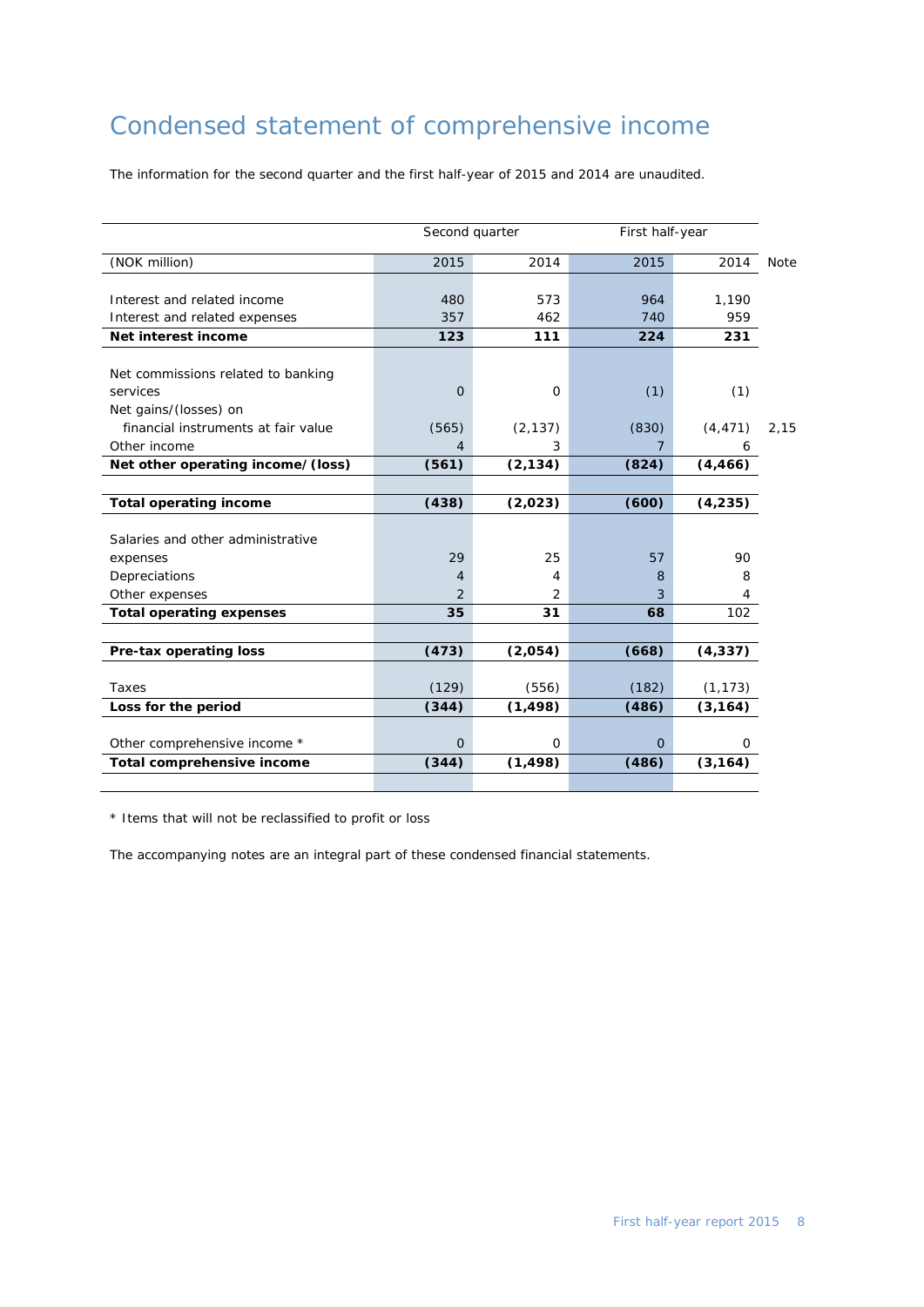# Condensed statement of comprehensive income

The information for the second quarter and the first half-year of 2015 and 2014 are unaudited.

| | Second quarter | | First half-year | | |
|---|---|---|---|---|---|
| (NOK million) | 2015 | 2014 | 2015 | 2014 | Note |
| Interest and related income | 480 | 573 | 964 | 1,190 | |
| Interest and related expenses | 357 | 462 | 740 | 959 | |
| **Net interest income** | **123** | **111** | **224** | **231** | |
| Net commissions related to banking services | 0 | 0 | (1) | (1) | |
| Net gains/(losses) on financial instruments at fair value | (565) | (2,137) | (830) | (4,471) | 2,15 |
| Other income | 4 | 3 | 7 | 6 | |
| **Net other operating income/ (loss)** | **(561)** | **(2,134)** | **(824)** | **(4,466)** | |
| **Total operating income** | **(438)** | **(2,023)** | **(600)** | **(4,235)** | |
| Salaries and other administrative expenses | 29 | 25 | 57 | 90 | |
| Depreciations | 4 | 4 | 8 | 8 | |
| Other expenses | 2 | 2 | 3 | 4 | |
| **Total operating expenses** | **35** | **31** | **68** | **102** | |
| **Pre-tax operating loss** | **(473)** | **(2,054)** | **(668)** | **(4,337)** | |
| Taxes | (129) | (556) | (182) | (1,173) | |
| **Loss for the period** | **(344)** | **(1,498)** | **(486)** | **(3,164)** | |
| Other comprehensive income * | 0 | 0 | 0 | 0 | |
| **Total comprehensive income** | **(344)** | **(1,498)** | **(486)** | **(3,164)** | |

* Items that will not be reclassified to profit or loss

The accompanying notes are an integral part of these condensed financial statements.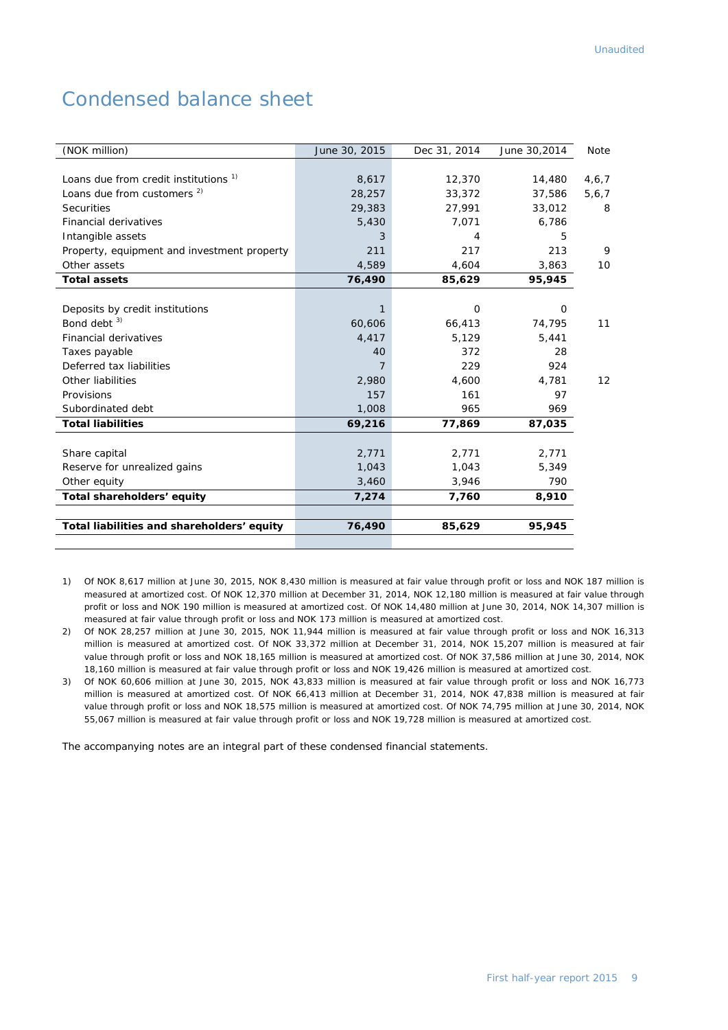Unaudited

# Condensed balance sheet

| (NOK million) | June 30, 2015 | Dec 31, 2014 | June 30,2014 | Note |
|---|---|---|---|---|
| Loans due from credit institutions [1)] | 8,617 | 12,370 | 14,480 | 4,6,7 |
| Loans due from customers [2)] | 28,257 | 33,372 | 37,586 | 5,6,7 |
| Securities | 29,383 | 27,991 | 33,012 | 8 |
| Financial derivatives | 5,430 | 7,071 | 6,786 | |
| Intangible assets | 3 | 4 | 5 | |
| Property, equipment and investment property | 211 | 217 | 213 | 9 |
| Other assets | 4,589 | 4,604 | 3,863 | 10 |
| **Total assets** | **76,490** | **85,629** | **95,945** | |
| | | | | |
| Deposits by credit institutions | 1 | 0 | 0 | |
| Bond debt [3)] | 60,606 | 66,413 | 74,795 | 11 |
| Financial derivatives | 4,417 | 5,129 | 5,441 | |
| Taxes payable | 40 | 372 | 28 | |
| Deferred tax liabilities | 7 | 229 | 924 | |
| Other liabilities | 2,980 | 4,600 | 4,781 | 12 |
| Provisions | 157 | 161 | 97 | |
| Subordinated debt | 1,008 | 965 | 969 | |
| **Total liabilities** | **69,216** | **77,869** | **87,035** | |
| | | | | |
| Share capital | 2,771 | 2,771 | 2,771 | |
| Reserve for unrealized gains | 1,043 | 1,043 | 5,349 | |
| Other equity | 3,460 | 3,946 | 790 | |
| **Total shareholders' equity** | **7,274** | **7,760** | **8,910** | |
| | | | | |
| **Total liabilities and shareholders' equity** | **76,490** | **85,629** | **95,945** | |

1) Of NOK 8,617 million at June 30, 2015, NOK 8,430 million is measured at fair value through profit or loss and NOK 187 million is measured at amortized cost. Of NOK 12,370 million at December 31, 2014, NOK 12,180 million is measured at fair value through profit or loss and NOK 190 million is measured at amortized cost. Of NOK 14,480 million at June 30, 2014, NOK 14,307 million is measured at fair value through profit or loss and NOK 173 million is measured at amortized cost.

2) Of NOK 28,257 million at June 30, 2015, NOK 11,944 million is measured at fair value through profit or loss and NOK 16,313 million is measured at amortized cost. Of NOK 33,372 million at December 31, 2014, NOK 15,207 million is measured at fair value through profit or loss and NOK 18,165 million is measured at amortized cost. Of NOK 37,586 million at June 30, 2014, NOK 18,160 million is measured at fair value through profit or loss and NOK 19,426 million is measured at amortized cost.

3) Of NOK 60,606 million at June 30, 2015, NOK 43,833 million is measured at fair value through profit or loss and NOK 16,773 million is measured at amortized cost. Of NOK 66,413 million at December 31, 2014, NOK 47,838 million is measured at fair value through profit or loss and NOK 18,575 million is measured at amortized cost. Of NOK 74,795 million at June 30, 2014, NOK 55,067 million is measured at fair value through profit or loss and NOK 19,728 million is measured at amortized cost.

The accompanying notes are an integral part of these condensed financial statements.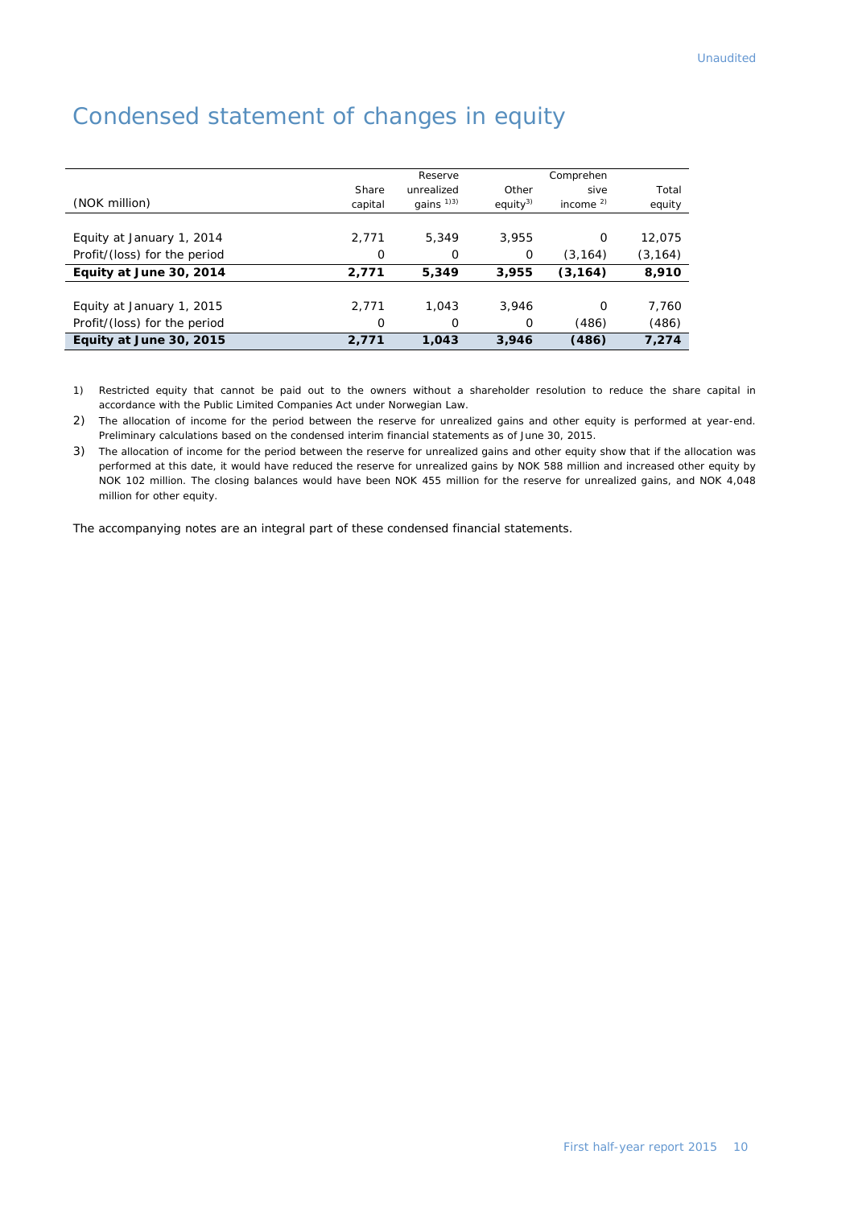Unaudited

# Condensed statement of changes in equity

| (NOK million) | Share capital | Reserve unrealized gains [1)3)] | Other equity[3)] | Comprehensive income [2)] | Total equity |
|---|---|---|---|---|---|
| Equity at January 1, 2014 | 2,771 | 5,349 | 3,955 | 0 | 12,075 |
| Profit/(loss) for the period | 0 | 0 | 0 | (3,164) | (3,164) |
| **Equity at June 30, 2014** | **2,771** | **5,349** | **3,955** | **(3,164)** | **8,910** |
| Equity at January 1, 2015 | 2,771 | 1,043 | 3,946 | 0 | 7,760 |
| Profit/(loss) for the period | 0 | 0 | 0 | (486) | (486) |
| **Equity at June 30, 2015** | **2,771** | **1,043** | **3,946** | **(486)** | **7,274** |

1) Restricted equity that cannot be paid out to the owners without a shareholder resolution to reduce the share capital in accordance with the Public Limited Companies Act under Norwegian Law.

2) The allocation of income for the period between the reserve for unrealized gains and other equity is performed at year-end. Preliminary calculations based on the condensed interim financial statements as of June 30, 2015.

3) The allocation of income for the period between the reserve for unrealized gains and other equity show that if the allocation was performed at this date, it would have reduced the reserve for unrealized gains by NOK 588 million and increased other equity by NOK 102 million. The closing balances would have been NOK 455 million for the reserve for unrealized gains, and NOK 4,048 million for other equity.

The accompanying notes are an integral part of these condensed financial statements.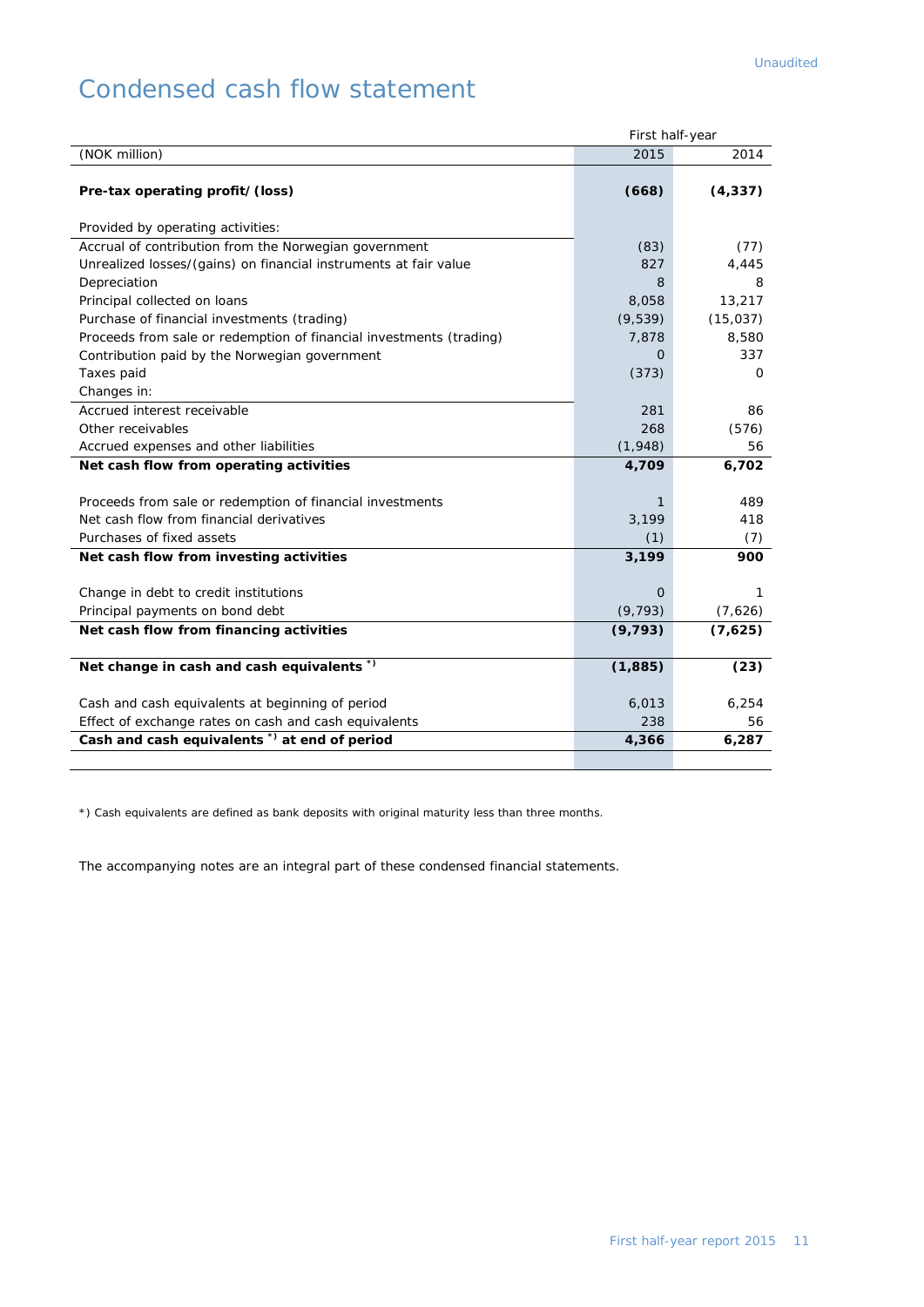Unaudited

# Condensed cash flow statement

| | First half-year | |
|---|---|---|
| (NOK million) | 2015 | 2014 |
| **Pre-tax operating profit/(loss)** | **(668)** | **(4,337)** |
| Provided by operating activities: | | |
| Accrual of contribution from the Norwegian government | (83) | (77) |
| Unrealized losses/(gains) on financial instruments at fair value | 827 | 4,445 |
| Depreciation | 8 | 8 |
| Principal collected on loans | 8,058 | 13,217 |
| Purchase of financial investments (trading) | (9,539) | (15,037) |
| Proceeds from sale or redemption of financial investments (trading) | 7,878 | 8,580 |
| Contribution paid by the Norwegian government | 0 | 337 |
| Taxes paid | (373) | 0 |
| Changes in: | | |
| Accrued interest receivable | 281 | 86 |
| Other receivables | 268 | (576) |
| Accrued expenses and other liabilities | (1,948) | 56 |
| **Net cash flow from operating activities** | **4,709** | **6,702** |
| Proceeds from sale or redemption of financial investments | 1 | 489 |
| Net cash flow from financial derivatives | 3,199 | 418 |
| Purchases of fixed assets | (1) | (7) |
| **Net cash flow from investing activities** | **3,199** | **900** |
| Change in debt to credit institutions | 0 | 1 |
| Principal payments on bond debt | (9,793) | (7,626) |
| **Net cash flow from financing activities** | **(9,793)** | **(7,625)** |
| **Net change in cash and cash equivalents \*)** | **(1,885)** | **(23)** |
| Cash and cash equivalents at beginning of period | 6,013 | 6,254 |
| Effect of exchange rates on cash and cash equivalents | 238 | 56 |
| **Cash and cash equivalents \*) at end of period** | **4,366** | **6,287** |

*) Cash equivalents are defined as bank deposits with original maturity less than three months.

The accompanying notes are an integral part of these condensed financial statements.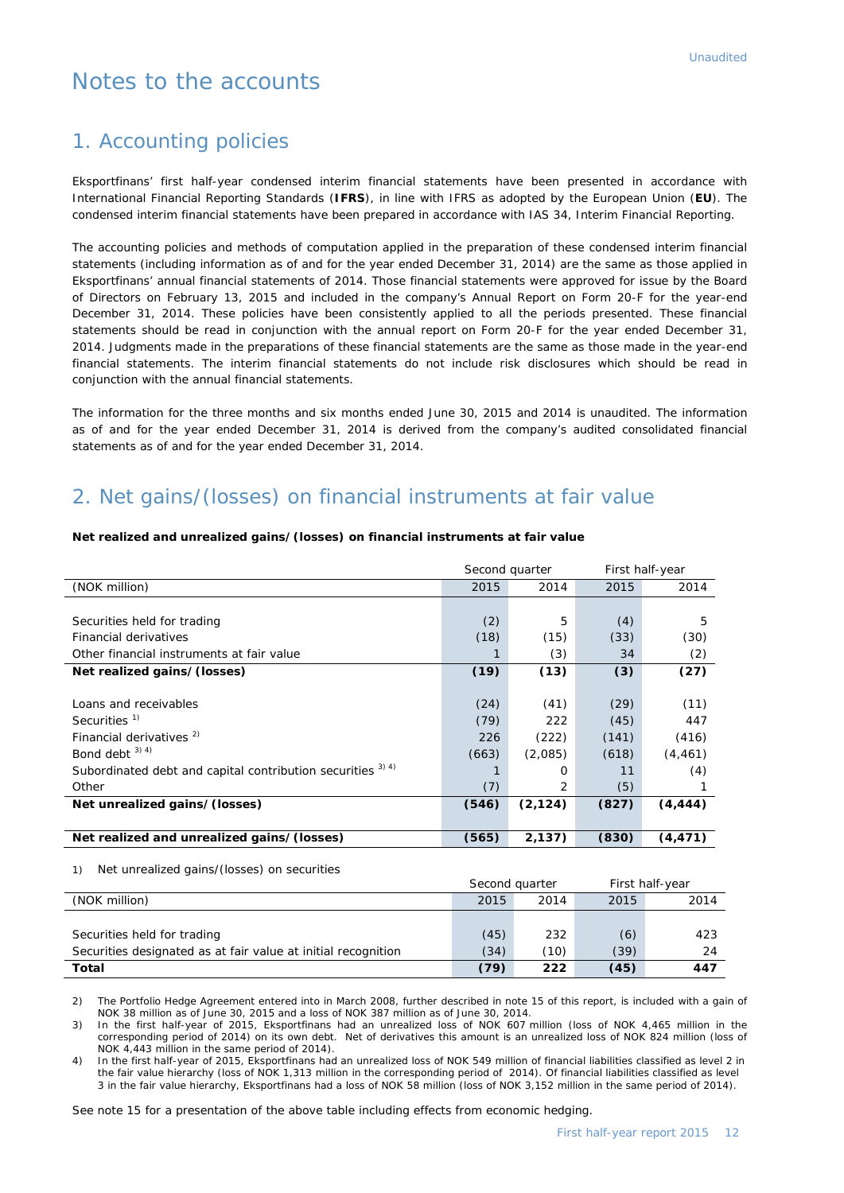# Notes to the accounts

## 1. Accounting policies

Eksportfinans' first half-year condensed interim financial statements have been presented in accordance with International Financial Reporting Standards (**IFRS**), in line with IFRS as adopted by the European Union (**EU**). The condensed interim financial statements have been prepared in accordance with IAS 34, Interim Financial Reporting.

The accounting policies and methods of computation applied in the preparation of these condensed interim financial statements (including information as of and for the year ended December 31, 2014) are the same as those applied in Eksportfinans' annual financial statements of 2014. Those financial statements were approved for issue by the Board of Directors on February 13, 2015 and included in the company's Annual Report on Form 20-F for the year-end December 31, 2014. These policies have been consistently applied to all the periods presented. These financial statements should be read in conjunction with the annual report on Form 20-F for the year ended December 31, 2014. Judgments made in the preparations of these financial statements are the same as those made in the year-end financial statements. The interim financial statements do not include risk disclosures which should be read in conjunction with the annual financial statements.

The information for the three months and six months ended June 30, 2015 and 2014 is unaudited. The information as of and for the year ended December 31, 2014 is derived from the company's audited consolidated financial statements as of and for the year ended December 31, 2014.

## 2. Net gains/(losses) on financial instruments at fair value

**Net realized and unrealized gains/(losses) on financial instruments at fair value**

| | Second quarter | | First half-year | |
|---|---|---|---|---|
| (NOK million) | 2015 | 2014 | 2015 | 2014 |
| | | | | |
| Securities held for trading | (2) | 5 | (4) | 5 |
| Financial derivatives | (18) | (15) | (33) | (30) |
| Other financial instruments at fair value | 1 | (3) | 34 | (2) |
| **Net realized gains/(losses)** | **(19)** | **(13)** | **(3)** | **(27)** |
| | | | | |
| Loans and receivables | (24) | (41) | (29) | (11) |
| Securities [1] | (79) | 222 | (45) | 447 |
| Financial derivatives [2] | 226 | (222) | (141) | (416) |
| Bond debt [3) 4)] | (663) | (2,085) | (618) | (4,461) |
| Subordinated debt and capital contribution securities [3) 4)] | 1 | 0 | 11 | (4) |
| Other | (7) | 2 | (5) | 1 |
| **Net unrealized gains/(losses)** | **(546)** | **(2,124)** | **(827)** | **(4,444)** |
| | | | | |
| **Net realized and unrealized gains/(losses)** | **(565)** | **2,137)** | **(830)** | **(4,471)** |

1) Net unrealized gains/(losses) on securities

| | Second quarter | | First half-year | |
|---|---|---|---|---|
| (NOK million) | 2015 | 2014 | 2015 | 2014 |
| | | | | |
| Securities held for trading | (45) | 232 | (6) | 423 |
| Securities designated as at fair value at initial recognition | (34) | (10) | (39) | 24 |
| **Total** | **(79)** | **222** | **(45)** | **447** |

2) The Portfolio Hedge Agreement entered into in March 2008, further described in note 15 of this report, is included with a gain of NOK 38 million as of June 30, 2015 and a loss of NOK 387 million as of June 30, 2014.

3) In the first half-year of 2015, Eksportfinans had an unrealized loss of NOK 607 million (loss of NOK 4,465 million in the corresponding period of 2014) on its own debt. Net of derivatives this amount is an unrealized loss of NOK 824 million (loss of NOK 4,443 million in the same period of 2014).

4) In the first half-year of 2015, Eksportfinans had an unrealized loss of NOK 549 million of financial liabilities classified as level 2 in the fair value hierarchy (loss of NOK 1,313 million in the corresponding period of 2014). Of financial liabilities classified as level 3 in the fair value hierarchy, Eksportfinans had a loss of NOK 58 million (loss of NOK 3,152 million in the same period of 2014).

See note 15 for a presentation of the above table including effects from economic hedging.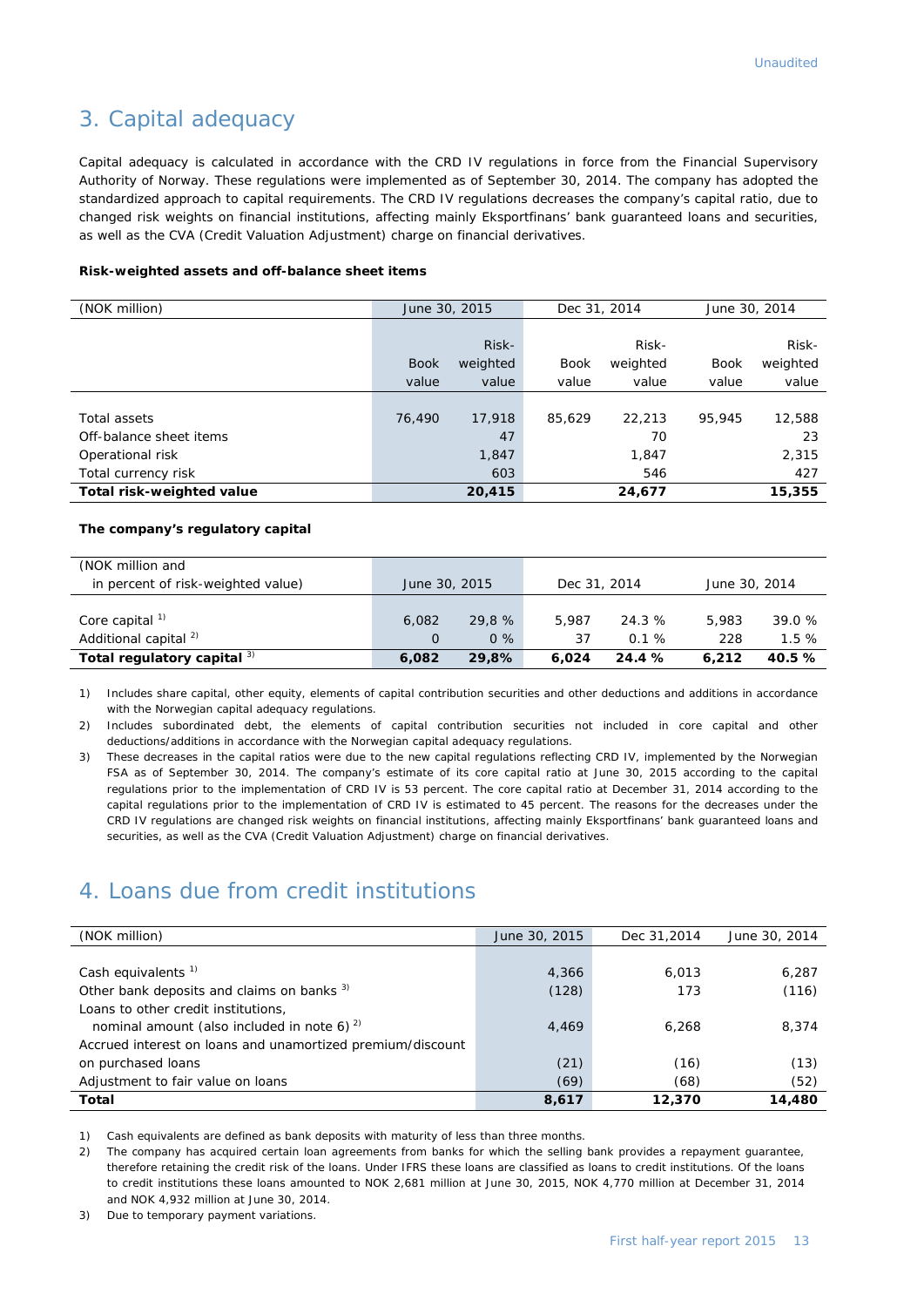# 3. Capital adequacy

Capital adequacy is calculated in accordance with the CRD IV regulations in force from the Financial Supervisory Authority of Norway. These regulations were implemented as of September 30, 2014. The company has adopted the standardized approach to capital requirements. The CRD IV regulations decreases the company's capital ratio, due to changed risk weights on financial institutions, affecting mainly Eksportfinans' bank guaranteed loans and securities, as well as the CVA (Credit Valuation Adjustment) charge on financial derivatives.

**Risk-weighted assets and off-balance sheet items**

| (NOK million) | June 30, 2015 | | Dec 31, 2014 | | June 30, 2014 | |
|---|---|---|---|---|---|---|
| | Book value | Risk-weighted value | Book value | Risk-weighted value | Book value | Risk-weighted value |
| Total assets | 76,490 | 17,918 | 85,629 | 22,213 | 95,945 | 12,588 |
| Off-balance sheet items | | 47 | | 70 | | 23 |
| Operational risk | | 1,847 | | 1,847 | | 2,315 |
| Total currency risk | | 603 | | 546 | | 427 |
| **Total risk-weighted value** | | **20,415** | | **24,677** | | **15,355** |

**The company's regulatory capital**

| (NOK million and in percent of risk-weighted value) | June 30, 2015 | | Dec 31, 2014 | | June 30, 2014 | |
|---|---|---|---|---|---|---|
| Core capital [1] | 6,082 | 29,8 % | 5,987 | 24.3 % | 5,983 | 39.0 % |
| Additional capital [2] | 0 | 0 % | 37 | 0.1 % | 228 | 1.5 % |
| **Total regulatory capital** [3] | **6,082** | **29,8%** | **6,024** | **24.4 %** | **6,212** | **40.5 %** |

1) Includes share capital, other equity, elements of capital contribution securities and other deductions and additions in accordance with the Norwegian capital adequacy regulations.

2) Includes subordinated debt, the elements of capital contribution securities not included in core capital and other deductions/additions in accordance with the Norwegian capital adequacy regulations.

3) These decreases in the capital ratios were due to the new capital regulations reflecting CRD IV, implemented by the Norwegian FSA as of September 30, 2014. The company's estimate of its core capital ratio at June 30, 2015 according to the capital regulations prior to the implementation of CRD IV is 53 percent. The core capital ratio at December 31, 2014 according to the capital regulations prior to the implementation of CRD IV is estimated to 45 percent. The reasons for the decreases under the CRD IV regulations are changed risk weights on financial institutions, affecting mainly Eksportfinans' bank guaranteed loans and securities, as well as the CVA (Credit Valuation Adjustment) charge on financial derivatives.

# 4. Loans due from credit institutions

| (NOK million) | June 30, 2015 | Dec 31,2014 | June 30, 2014 |
|---|---|---|---|
| Cash equivalents [1] | 4,366 | 6,013 | 6,287 |
| Other bank deposits and claims on banks [3] | (128) | 173 | (116) |
| Loans to other credit institutions, nominal amount (also included in note 6) [2] | 4,469 | 6,268 | 8,374 |
| Accrued interest on loans and unamortized premium/discount on purchased loans | (21) | (16) | (13) |
| Adjustment to fair value on loans | (69) | (68) | (52) |
| **Total** | **8,617** | **12,370** | **14,480** |

1) Cash equivalents are defined as bank deposits with maturity of less than three months.

2) The company has acquired certain loan agreements from banks for which the selling bank provides a repayment guarantee, therefore retaining the credit risk of the loans. Under IFRS these loans are classified as loans to credit institutions. Of the loans to credit institutions these loans amounted to NOK 2,681 million at June 30, 2015, NOK 4,770 million at December 31, 2014 and NOK 4,932 million at June 30, 2014.

3) Due to temporary payment variations.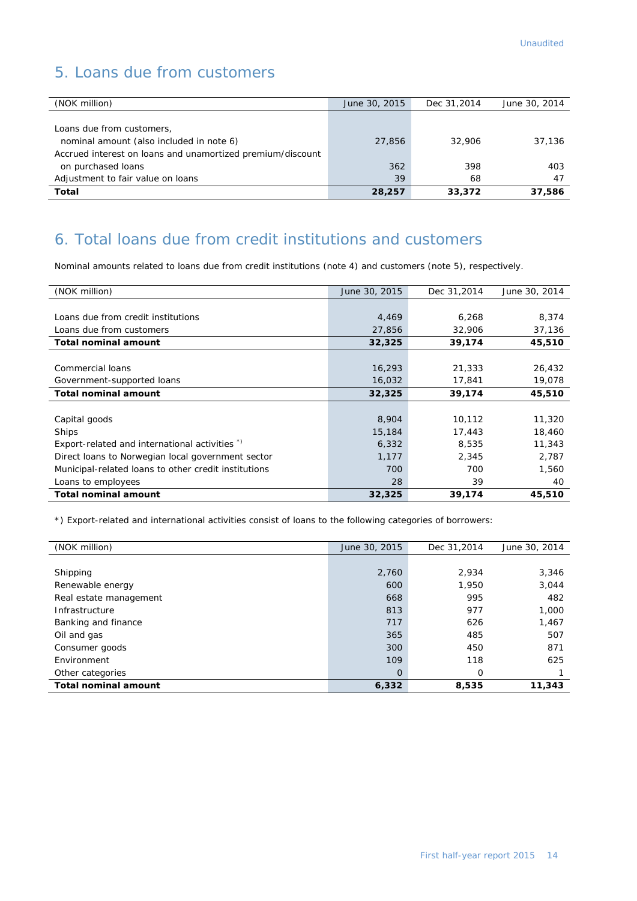Unaudited

## 5. Loans due from customers

| (NOK million) | June 30, 2015 | Dec 31,2014 | June 30, 2014 |
|---|---|---|---|
| Loans due from customers, nominal amount (also included in note 6) | 27,856 | 32,906 | 37,136 |
| Accrued interest on loans and unamortized premium/discount on purchased loans | 362 | 398 | 403 |
| Adjustment to fair value on loans | 39 | 68 | 47 |
| **Total** | **28,257** | **33,372** | **37,586** |

## 6. Total loans due from credit institutions and customers

Nominal amounts related to loans due from credit institutions (note 4) and customers (note 5), respectively.

| (NOK million) | June 30, 2015 | Dec 31,2014 | June 30, 2014 |
|---|---|---|---|
| Loans due from credit institutions | 4,469 | 6,268 | 8,374 |
| Loans due from customers | 27,856 | 32,906 | 37,136 |
| **Total nominal amount** | **32,325** | **39,174** | **45,510** |
| | | | |
| Commercial loans | 16,293 | 21,333 | 26,432 |
| Government-supported loans | 16,032 | 17,841 | 19,078 |
| **Total nominal amount** | **32,325** | **39,174** | **45,510** |
| | | | |
| Capital goods | 8,904 | 10,112 | 11,320 |
| Ships | 15,184 | 17,443 | 18,460 |
| Export-related and international activities *) | 6,332 | 8,535 | 11,343 |
| Direct loans to Norwegian local government sector | 1,177 | 2,345 | 2,787 |
| Municipal-related loans to other credit institutions | 700 | 700 | 1,560 |
| Loans to employees | 28 | 39 | 40 |
| **Total nominal amount** | **32,325** | **39,174** | **45,510** |

*) Export-related and international activities consist of loans to the following categories of borrowers:

| (NOK million) | June 30, 2015 | Dec 31,2014 | June 30, 2014 |
|---|---|---|---|
| Shipping | 2,760 | 2,934 | 3,346 |
| Renewable energy | 600 | 1,950 | 3,044 |
| Real estate management | 668 | 995 | 482 |
| Infrastructure | 813 | 977 | 1,000 |
| Banking and finance | 717 | 626 | 1,467 |
| Oil and gas | 365 | 485 | 507 |
| Consumer goods | 300 | 450 | 871 |
| Environment | 109 | 118 | 625 |
| Other categories | 0 | 0 | 1 |
| **Total nominal amount** | **6,332** | **8,535** | **11,343** |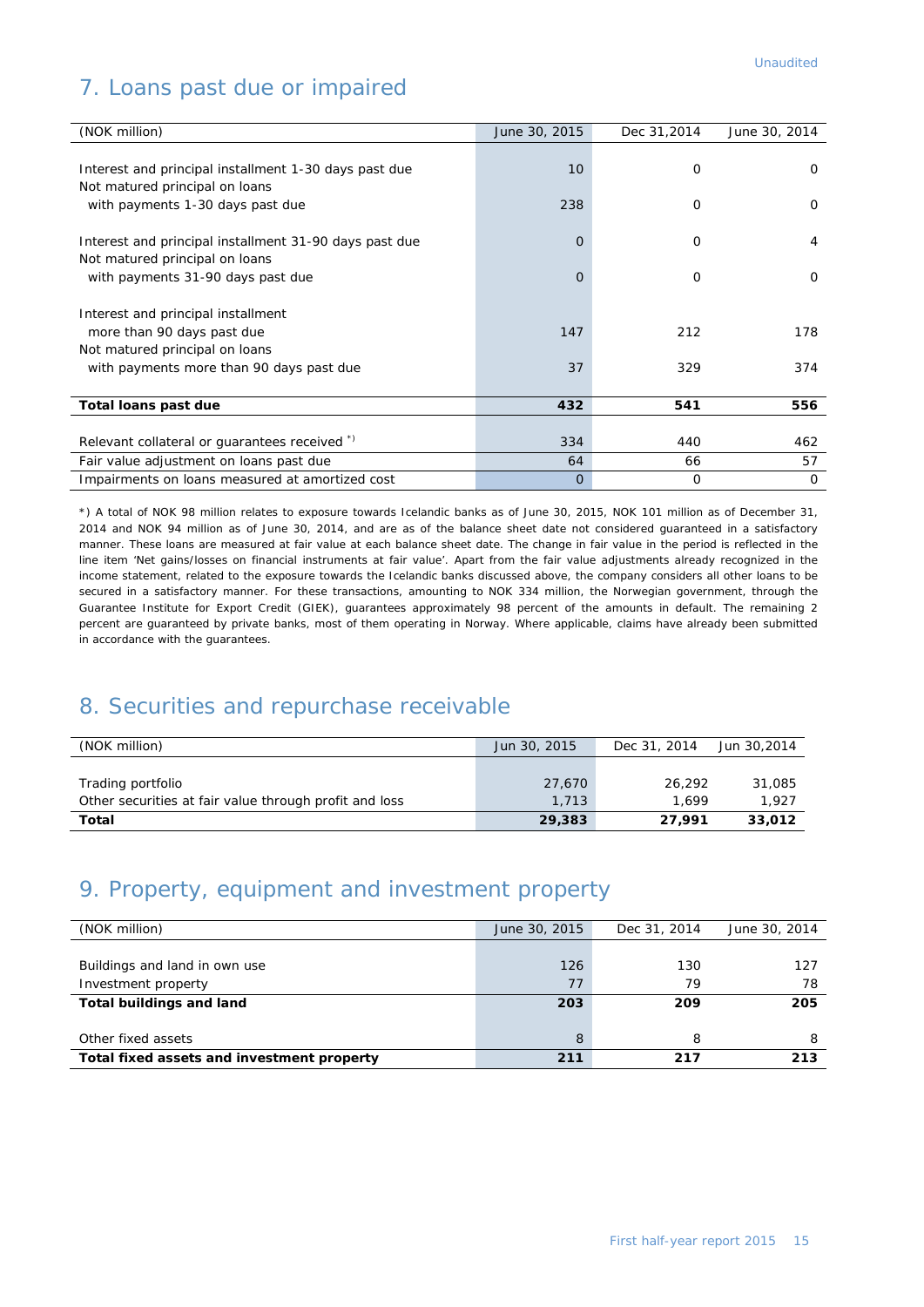Unaudited

## 7. Loans past due or impaired

| (NOK million) | June 30, 2015 | Dec 31,2014 | June 30, 2014 |
|---|---|---|---|
| Interest and principal installment 1-30 days past due | 10 | 0 | 0 |
| Not matured principal on loans with payments 1-30 days past due | 238 | 0 | 0 |
| Interest and principal installment 31-90 days past due | 0 | 0 | 4 |
| Not matured principal on loans with payments 31-90 days past due | 0 | 0 | 0 |
| Interest and principal installment more than 90 days past due | 147 | 212 | 178 |
| Not matured principal on loans with payments more than 90 days past due | 37 | 329 | 374 |
| **Total loans past due** | **432** | **541** | **556** |
| Relevant collateral or guarantees received *) | 334 | 440 | 462 |
| Fair value adjustment on loans past due | 64 | 66 | 57 |
| Impairments on loans measured at amortized cost | 0 | 0 | 0 |

*) A total of NOK 98 million relates to exposure towards Icelandic banks as of June 30, 2015, NOK 101 million as of December 31, 2014 and NOK 94 million as of June 30, 2014, and are as of the balance sheet date not considered guaranteed in a satisfactory manner. These loans are measured at fair value at each balance sheet date. The change in fair value in the period is reflected in the line item 'Net gains/losses on financial instruments at fair value'. Apart from the fair value adjustments already recognized in the income statement, related to the exposure towards the Icelandic banks discussed above, the company considers all other loans to be secured in a satisfactory manner. For these transactions, amounting to NOK 334 million, the Norwegian government, through the Guarantee Institute for Export Credit (GIEK), guarantees approximately 98 percent of the amounts in default. The remaining 2 percent are guaranteed by private banks, most of them operating in Norway. Where applicable, claims have already been submitted in accordance with the guarantees.

## 8. Securities and repurchase receivable

| (NOK million) | Jun 30, 2015 | Dec 31, 2014 | Jun 30,2014 |
|---|---|---|---|
| Trading portfolio | 27,670 | 26,292 | 31,085 |
| Other securities at fair value through profit and loss | 1,713 | 1,699 | 1,927 |
| **Total** | **29,383** | **27,991** | **33,012** |

## 9. Property, equipment and investment property

| (NOK million) | June 30, 2015 | Dec 31, 2014 | June 30, 2014 |
|---|---|---|---|
| Buildings and land in own use | 126 | 130 | 127 |
| Investment property | 77 | 79 | 78 |
| **Total buildings and land** | **203** | **209** | **205** |
| Other fixed assets | 8 | 8 | 8 |
| **Total fixed assets and investment property** | **211** | **217** | **213** |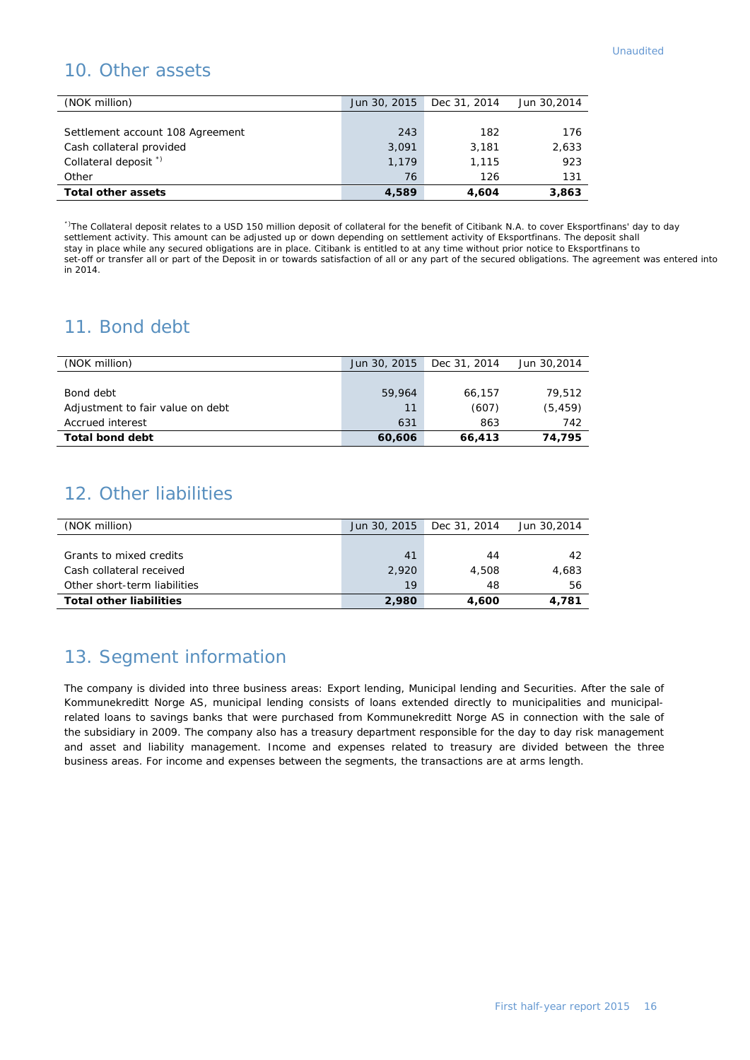Unaudited

## 10. Other assets

| (NOK million) | Jun 30, 2015 | Dec 31, 2014 | Jun 30,2014 |
|---|---|---|---|
| Settlement account 108 Agreement | 243 | 182 | 176 |
| Cash collateral provided | 3,091 | 3,181 | 2,633 |
| Collateral deposit [*)] | 1,179 | 1,115 | 923 |
| Other | 76 | 126 | 131 |
| **Total other assets** | **4,589** | **4,604** | **3,863** |

[*)] The Collateral deposit relates to a USD 150 million deposit of collateral for the benefit of Citibank N.A. to cover Eksportfinans' day to day settlement activity. This amount can be adjusted up or down depending on settlement activity of Eksportfinans. The deposit shall stay in place while any secured obligations are in place. Citibank is entitled to at any time without prior notice to Eksportfinans to set-off or transfer all or part of the Deposit in or towards satisfaction of all or any part of the secured obligations. The agreement was entered into in 2014.

## 11. Bond debt

| (NOK million) | Jun 30, 2015 | Dec 31, 2014 | Jun 30,2014 |
|---|---|---|---|
| Bond debt | 59,964 | 66,157 | 79,512 |
| Adjustment to fair value on debt | 11 | (607) | (5,459) |
| Accrued interest | 631 | 863 | 742 |
| **Total bond debt** | **60,606** | **66,413** | **74,795** |

## 12. Other liabilities

| (NOK million) | Jun 30, 2015 | Dec 31, 2014 | Jun 30,2014 |
|---|---|---|---|
| Grants to mixed credits | 41 | 44 | 42 |
| Cash collateral received | 2,920 | 4,508 | 4,683 |
| Other short-term liabilities | 19 | 48 | 56 |
| **Total other liabilities** | **2,980** | **4,600** | **4,781** |

## 13. Segment information

The company is divided into three business areas: Export lending, Municipal lending and Securities. After the sale of Kommunekreditt Norge AS, municipal lending consists of loans extended directly to municipalities and municipal-related loans to savings banks that were purchased from Kommunekreditt Norge AS in connection with the sale of the subsidiary in 2009. The company also has a treasury department responsible for the day to day risk management and asset and liability management. Income and expenses related to treasury are divided between the three business areas. For income and expenses between the segments, the transactions are at arms length.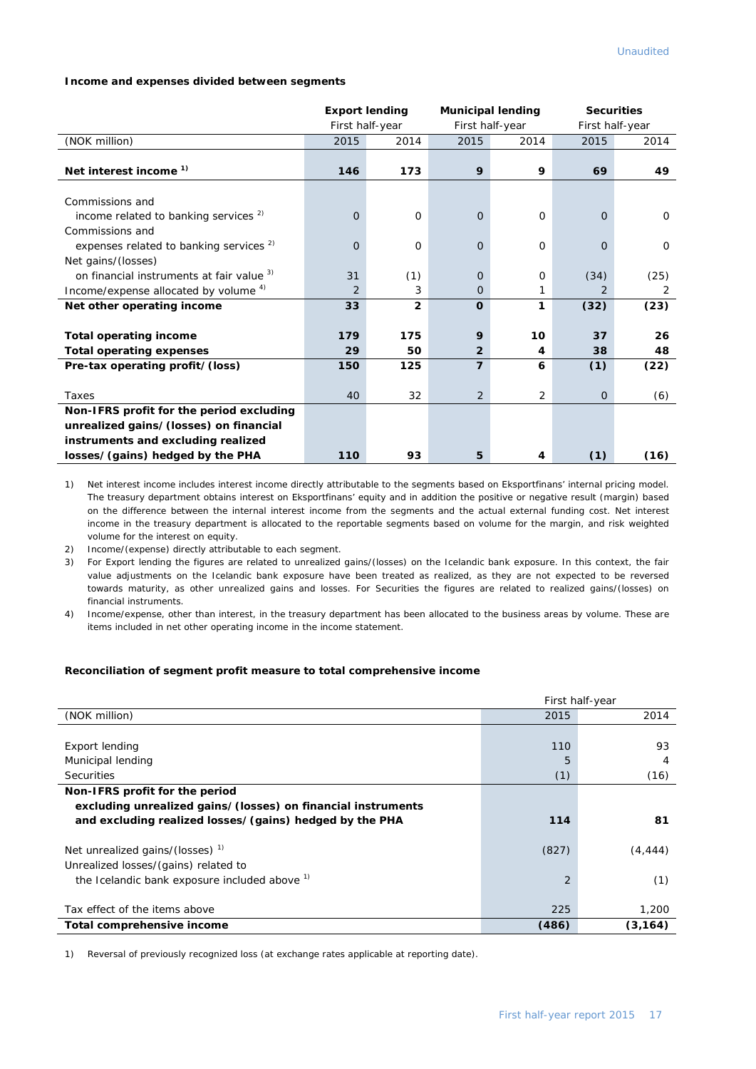Unaudited

**Income and expenses divided between segments**

| | Export lending | | Municipal lending | | Securities | |
|---|---|---|---|---|---|---|
| | First half-year | | First half-year | | First half-year | |
| (NOK million) | 2015 | 2014 | 2015 | 2014 | 2015 | 2014 |
| **Net interest income** [1] | **146** | **173** | **9** | **9** | **69** | **49** |
| Commissions and income related to banking services [2] | 0 | 0 | 0 | 0 | 0 | 0 |
| Commissions and expenses related to banking services [2] | 0 | 0 | 0 | 0 | 0 | 0 |
| Net gains/(losses) on financial instruments at fair value [3] | 31 | (1) | 0 | 0 | (34) | (25) |
| Income/expense allocated by volume [4] | 2 | 3 | 0 | 1 | 2 | 2 |
| **Net other operating income** | **33** | **2** | **0** | **1** | **(32)** | **(23)** |
| **Total operating income** | **179** | **175** | **9** | **10** | **37** | **26** |
| **Total operating expenses** | **29** | **50** | **2** | **4** | **38** | **48** |
| **Pre-tax operating profit/(loss)** | **150** | **125** | **7** | **6** | **(1)** | **(22)** |
| Taxes | 40 | 32 | 2 | 2 | 0 | (6) |
| **Non-IFRS profit for the period excluding unrealized gains/(losses) on financial instruments and excluding realized losses/(gains) hedged by the PHA** | **110** | **93** | **5** | **4** | **(1)** | **(16)** |

1) Net interest income includes interest income directly attributable to the segments based on Eksportfinans' internal pricing model. The treasury department obtains interest on Eksportfinans' equity and in addition the positive or negative result (margin) based on the difference between the internal interest income from the segments and the actual external funding cost. Net interest income in the treasury department is allocated to the reportable segments based on volume for the margin, and risk weighted volume for the interest on equity.

2) Income/(expense) directly attributable to each segment.

3) For Export lending the figures are related to unrealized gains/(losses) on the Icelandic bank exposure. In this context, the fair value adjustments on the Icelandic bank exposure have been treated as realized, as they are not expected to be reversed towards maturity, as other unrealized gains and losses. For Securities the figures are related to realized gains/(losses) on financial instruments.

4) Income/expense, other than interest, in the treasury department has been allocated to the business areas by volume. These are items included in net other operating income in the income statement.

**Reconciliation of segment profit measure to total comprehensive income**

| | First half-year | |
|---|---|---|
| (NOK million) | 2015 | 2014 |
| Export lending | 110 | 93 |
| Municipal lending | 5 | 4 |
| Securities | (1) | (16) |
| **Non-IFRS profit for the period excluding unrealized gains/(losses) on financial instruments and excluding realized losses/(gains) hedged by the PHA** | **114** | **81** |
| Net unrealized gains/(losses) [1] | (827) | (4,444) |
| Unrealized losses/(gains) related to the Icelandic bank exposure included above [1] | 2 | (1) |
| Tax effect of the items above | 225 | 1,200 |
| **Total comprehensive income** | **(486)** | **(3,164)** |

1) Reversal of previously recognized loss (at exchange rates applicable at reporting date).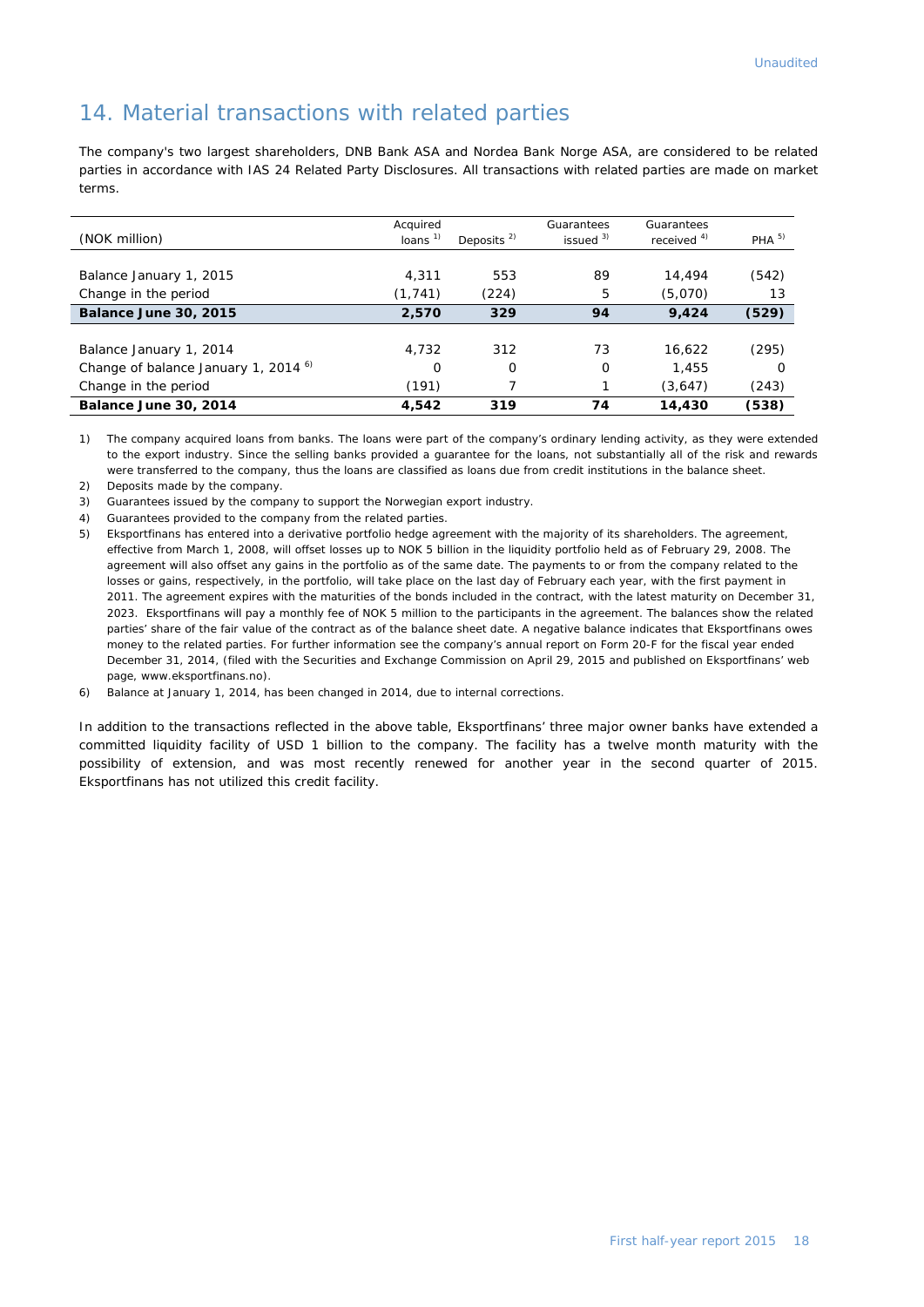Unaudited

## 14. Material transactions with related parties

The company's two largest shareholders, DNB Bank ASA and Nordea Bank Norge ASA, are considered to be related parties in accordance with IAS 24 Related Party Disclosures. All transactions with related parties are made on market terms.

| (NOK million) | Acquired loans [1)] | Deposits [2)] | Guarantees issued [3)] | Guarantees received [4)] | PHA [5)] |
|---|---|---|---|---|---|
| Balance January 1, 2015 | 4,311 | 553 | 89 | 14,494 | (542) |
| Change in the period | (1,741) | (224) | 5 | (5,070) | 13 |
| **Balance June 30, 2015** | **2,570** | **329** | **94** | **9,424** | **(529)** |
| Balance January 1, 2014 | 4,732 | 312 | 73 | 16,622 | (295) |
| Change of balance January 1, 2014 [6)] | 0 | 0 | 0 | 1,455 | 0 |
| Change in the period | (191) | 7 | 1 | (3,647) | (243) |
| **Balance June 30, 2014** | **4,542** | **319** | **74** | **14,430** | **(538)** |

1) The company acquired loans from banks. The loans were part of the company's ordinary lending activity, as they were extended to the export industry. Since the selling banks provided a guarantee for the loans, not substantially all of the risk and rewards were transferred to the company, thus the loans are classified as loans due from credit institutions in the balance sheet.

2) Deposits made by the company.

3) Guarantees issued by the company to support the Norwegian export industry.

4) Guarantees provided to the company from the related parties.

5) Eksportfinans has entered into a derivative portfolio hedge agreement with the majority of its shareholders. The agreement, effective from March 1, 2008, will offset losses up to NOK 5 billion in the liquidity portfolio held as of February 29, 2008. The agreement will also offset any gains in the portfolio as of the same date. The payments to or from the company related to the losses or gains, respectively, in the portfolio, will take place on the last day of February each year, with the first payment in 2011. The agreement expires with the maturities of the bonds included in the contract, with the latest maturity on December 31, 2023. Eksportfinans will pay a monthly fee of NOK 5 million to the participants in the agreement. The balances show the related parties' share of the fair value of the contract as of the balance sheet date. A negative balance indicates that Eksportfinans owes money to the related parties. For further information see the company's annual report on Form 20-F for the fiscal year ended December 31, 2014, (filed with the Securities and Exchange Commission on April 29, 2015 and published on Eksportfinans' web page, www.eksportfinans.no).

6) Balance at January 1, 2014, has been changed in 2014, due to internal corrections.

In addition to the transactions reflected in the above table, Eksportfinans' three major owner banks have extended a committed liquidity facility of USD 1 billion to the company. The facility has a twelve month maturity with the possibility of extension, and was most recently renewed for another year in the second quarter of 2015. Eksportfinans has not utilized this credit facility.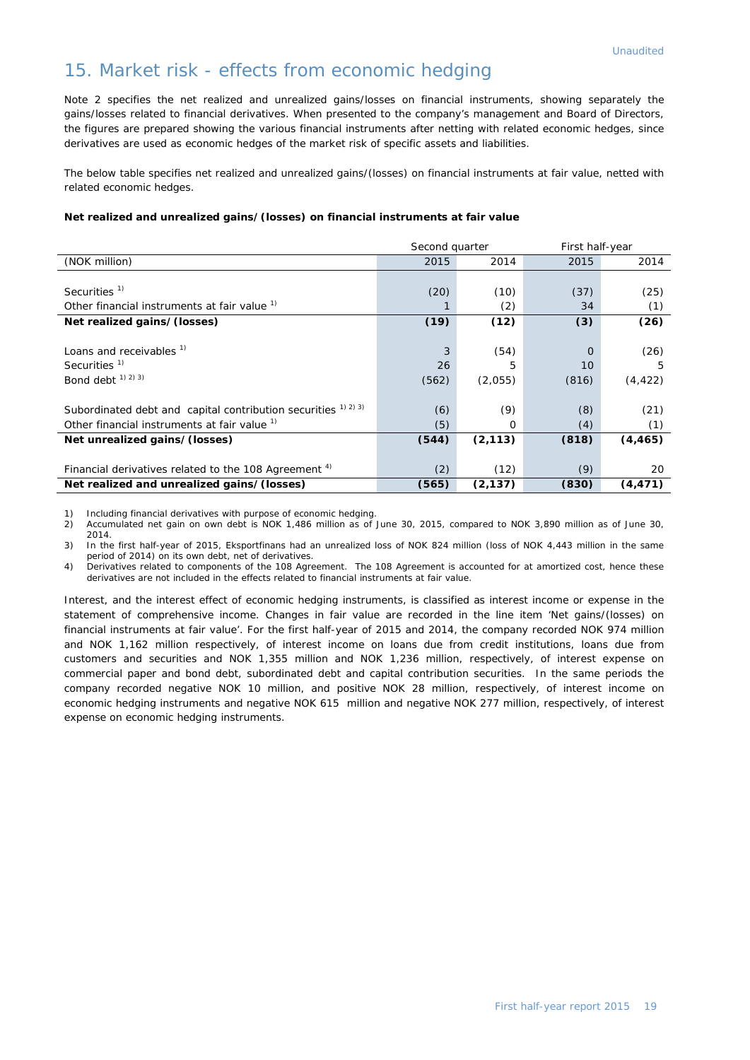Unaudited

# 15. Market risk - effects from economic hedging

Note 2 specifies the net realized and unrealized gains/losses on financial instruments, showing separately the gains/losses related to financial derivatives. When presented to the company's management and Board of Directors, the figures are prepared showing the various financial instruments after netting with related economic hedges, since derivatives are used as economic hedges of the market risk of specific assets and liabilities.

The below table specifies net realized and unrealized gains/(losses) on financial instruments at fair value, netted with related economic hedges.

**Net realized and unrealized gains/(losses) on financial instruments at fair value**

| | Second quarter | | First half-year | |
|---|---|---|---|---|
| (NOK million) | 2015 | 2014 | 2015 | 2014 |
| Securities [1] | (20) | (10) | (37) | (25) |
| Other financial instruments at fair value [1] | 1 | (2) | 34 | (1) |
| **Net realized gains/(losses)** | **(19)** | **(12)** | **(3)** | **(26)** |
| Loans and receivables [1] | 3 | (54) | 0 | (26) |
| Securities [1] | 26 | 5 | 10 | 5 |
| Bond debt [1) 2) 3)] | (562) | (2,055) | (816) | (4,422) |
| Subordinated debt and capital contribution securities [1) 2) 3)] | (6) | (9) | (8) | (21) |
| Other financial instruments at fair value [1] | (5) | 0 | (4) | (1) |
| **Net unrealized gains/(losses)** | **(544)** | **(2,113)** | **(818)** | **(4,465)** |
| Financial derivatives related to the 108 Agreement [4] | (2) | (12) | (9) | 20 |
| **Net realized and unrealized gains/(losses)** | **(565)** | **(2,137)** | **(830)** | **(4,471)** |

1) Including financial derivatives with purpose of economic hedging.
2) Accumulated net gain on own debt is NOK 1,486 million as of June 30, 2015, compared to NOK 3,890 million as of June 30, 2014.
3) In the first half-year of 2015, Eksportfinans had an unrealized loss of NOK 824 million (loss of NOK 4,443 million in the same period of 2014) on its own debt, net of derivatives.
4) Derivatives related to components of the 108 Agreement. The 108 Agreement is accounted for at amortized cost, hence these derivatives are not included in the effects related to financial instruments at fair value.

Interest, and the interest effect of economic hedging instruments, is classified as interest income or expense in the statement of comprehensive income. Changes in fair value are recorded in the line item 'Net gains/(losses) on financial instruments at fair value'. For the first half-year of 2015 and 2014, the company recorded NOK 974 million and NOK 1,162 million respectively, of interest income on loans due from credit institutions, loans due from customers and securities and NOK 1,355 million and NOK 1,236 million, respectively, of interest expense on commercial paper and bond debt, subordinated debt and capital contribution securities. In the same periods the company recorded negative NOK 10 million, and positive NOK 28 million, respectively, of interest income on economic hedging instruments and negative NOK 615 million and negative NOK 277 million, respectively, of interest expense on economic hedging instruments.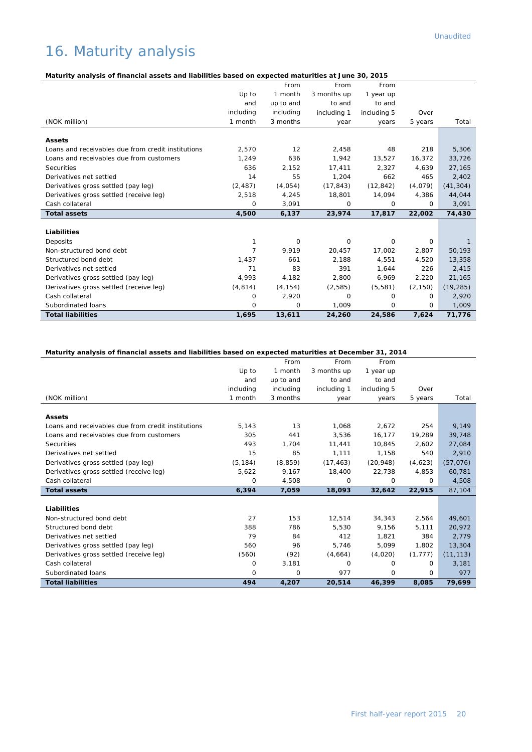Unaudited

# 16. Maturity analysis

**Maturity analysis of financial assets and liabilities based on expected maturities at June 30, 2015**

| (NOK million) | Up to and including 1 month | From 1 month up to and including 3 months | From 3 months up to and including 1 year | From 1 year up to and including 5 years | Over 5 years | Total |
|---|---|---|---|---|---|---|
| **Assets** | | | | | | |
| Loans and receivables due from credit institutions | 2,570 | 12 | 2,458 | 48 | 218 | 5,306 |
| Loans and receivables due from customers | 1,249 | 636 | 1,942 | 13,527 | 16,372 | 33,726 |
| Securities | 636 | 2,152 | 17,411 | 2,327 | 4,639 | 27,165 |
| Derivatives net settled | 14 | 55 | 1,204 | 662 | 465 | 2,402 |
| Derivatives gross settled (pay leg) | (2,487) | (4,054) | (17,843) | (12,842) | (4,079) | (41,304) |
| Derivatives gross settled (receive leg) | 2,518 | 4,245 | 18,801 | 14,094 | 4,386 | 44,044 |
| Cash collateral | 0 | 3,091 | 0 | 0 | 0 | 3,091 |
| **Total assets** | **4,500** | **6,137** | **23,974** | **17,817** | **22,002** | **74,430** |
| **Liabilities** | | | | | | |
| Deposits | 1 | 0 | 0 | 0 | 0 | 1 |
| Non-structured bond debt | 7 | 9,919 | 20,457 | 17,002 | 2,807 | 50,193 |
| Structured bond debt | 1,437 | 661 | 2,188 | 4,551 | 4,520 | 13,358 |
| Derivatives net settled | 71 | 83 | 391 | 1,644 | 226 | 2,415 |
| Derivatives gross settled (pay leg) | 4,993 | 4,182 | 2,800 | 6,969 | 2,220 | 21,165 |
| Derivatives gross settled (receive leg) | (4,814) | (4,154) | (2,585) | (5,581) | (2,150) | (19,285) |
| Cash collateral | 0 | 2,920 | 0 | 0 | 0 | 2,920 |
| Subordinated loans | 0 | 0 | 1,009 | 0 | 0 | 1,009 |
| **Total liabilities** | **1,695** | **13,611** | **24,260** | **24,586** | **7,624** | **71,776** |

**Maturity analysis of financial assets and liabilities based on expected maturities at December 31, 2014**

| (NOK million) | Up to and including 1 month | From 1 month up to and including 3 months | From 3 months up to and including 1 year | From 1 year up to and including 5 years | Over 5 years | Total |
|---|---|---|---|---|---|---|
| **Assets** | | | | | | |
| Loans and receivables due from credit institutions | 5,143 | 13 | 1,068 | 2,672 | 254 | 9,149 |
| Loans and receivables due from customers | 305 | 441 | 3,536 | 16,177 | 19,289 | 39,748 |
| Securities | 493 | 1,704 | 11,441 | 10,845 | 2,602 | 27,084 |
| Derivatives net settled | 15 | 85 | 1,111 | 1,158 | 540 | 2,910 |
| Derivatives gross settled (pay leg) | (5,184) | (8,859) | (17,463) | (20,948) | (4,623) | (57,076) |
| Derivatives gross settled (receive leg) | 5,622 | 9,167 | 18,400 | 22,738 | 4,853 | 60,781 |
| Cash collateral | 0 | 4,508 | 0 | 0 | 0 | 4,508 |
| **Total assets** | **6,394** | **7,059** | **18,093** | **32,642** | **22,915** | 87,104 |
| **Liabilities** | | | | | | |
| Non-structured bond debt | 27 | 153 | 12,514 | 34,343 | 2,564 | 49,601 |
| Structured bond debt | 388 | 786 | 5,530 | 9,156 | 5,111 | 20,972 |
| Derivatives net settled | 79 | 84 | 412 | 1,821 | 384 | 2,779 |
| Derivatives gross settled (pay leg) | 560 | 96 | 5,746 | 5,099 | 1,802 | 13,304 |
| Derivatives gross settled (receive leg) | (560) | (92) | (4,664) | (4,020) | (1,777) | (11,113) |
| Cash collateral | 0 | 3,181 | 0 | 0 | 0 | 3,181 |
| Subordinated loans | 0 | 0 | 977 | 0 | 0 | 977 |
| **Total liabilities** | **494** | **4,207** | **20,514** | **46,399** | **8,085** | **79,699** |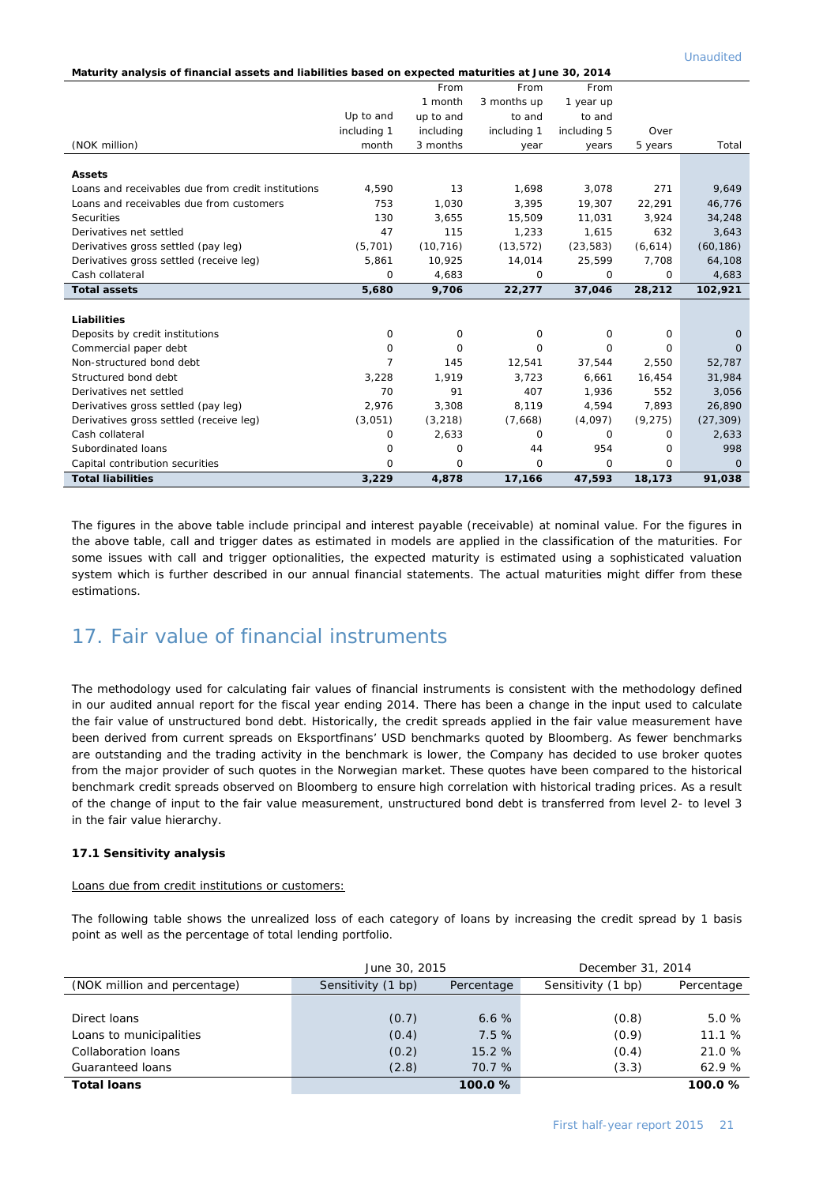Unaudited

**Maturity analysis of financial assets and liabilities based on expected maturities at June 30, 2014**

| (NOK million) | Up to and including 1 month | From 1 month up to and including 3 months | From 3 months up to and including 1 year | From 1 year up to and including 5 years | Over 5 years | Total |
|---|---|---|---|---|---|---|
| **Assets** | | | | | | |
| Loans and receivables due from credit institutions | 4,590 | 13 | 1,698 | 3,078 | 271 | 9,649 |
| Loans and receivables due from customers | 753 | 1,030 | 3,395 | 19,307 | 22,291 | 46,776 |
| Securities | 130 | 3,655 | 15,509 | 11,031 | 3,924 | 34,248 |
| Derivatives net settled | 47 | 115 | 1,233 | 1,615 | 632 | 3,643 |
| Derivatives gross settled (pay leg) | (5,701) | (10,716) | (13,572) | (23,583) | (6,614) | (60,186) |
| Derivatives gross settled (receive leg) | 5,861 | 10,925 | 14,014 | 25,599 | 7,708 | 64,108 |
| Cash collateral | 0 | 4,683 | 0 | 0 | 0 | 4,683 |
| **Total assets** | **5,680** | **9,706** | **22,277** | **37,046** | **28,212** | **102,921** |
| **Liabilities** | | | | | | |
| Deposits by credit institutions | 0 | 0 | 0 | 0 | 0 | 0 |
| Commercial paper debt | 0 | 0 | 0 | 0 | 0 | 0 |
| Non-structured bond debt | 7 | 145 | 12,541 | 37,544 | 2,550 | 52,787 |
| Structured bond debt | 3,228 | 1,919 | 3,723 | 6,661 | 16,454 | 31,984 |
| Derivatives net settled | 70 | 91 | 407 | 1,936 | 552 | 3,056 |
| Derivatives gross settled (pay leg) | 2,976 | 3,308 | 8,119 | 4,594 | 7,893 | 26,890 |
| Derivatives gross settled (receive leg) | (3,051) | (3,218) | (7,668) | (4,097) | (9,275) | (27,309) |
| Cash collateral | 0 | 2,633 | 0 | 0 | 0 | 2,633 |
| Subordinated loans | 0 | 0 | 44 | 954 | 0 | 998 |
| Capital contribution securities | 0 | 0 | 0 | 0 | 0 | 0 |
| **Total liabilities** | **3,229** | **4,878** | **17,166** | **47,593** | **18,173** | **91,038** |

The figures in the above table include principal and interest payable (receivable) at nominal value. For the figures in the above table, call and trigger dates as estimated in models are applied in the classification of the maturities. For some issues with call and trigger optionalities, the expected maturity is estimated using a sophisticated valuation system which is further described in our annual financial statements. The actual maturities might differ from these estimations.

# 17. Fair value of financial instruments

The methodology used for calculating fair values of financial instruments is consistent with the methodology defined in our audited annual report for the fiscal year ending 2014. There has been a change in the input used to calculate the fair value of unstructured bond debt. Historically, the credit spreads applied in the fair value measurement have been derived from current spreads on Eksportfinans' USD benchmarks quoted by Bloomberg. As fewer benchmarks are outstanding and the trading activity in the benchmark is lower, the Company has decided to use broker quotes from the major provider of such quotes in the Norwegian market. These quotes have been compared to the historical benchmark credit spreads observed on Bloomberg to ensure high correlation with historical trading prices. As a result of the change of input to the fair value measurement, unstructured bond debt is transferred from level 2- to level 3 in the fair value hierarchy.

### 17.1 Sensitivity analysis

Loans due from credit institutions or customers:

The following table shows the unrealized loss of each category of loans by increasing the credit spread by 1 basis point as well as the percentage of total lending portfolio.

| | June 30, 2015 | | December 31, 2014 | |
|---|---|---|---|---|
| (NOK million and percentage) | Sensitivity (1 bp) | Percentage | Sensitivity (1 bp) | Percentage |
| Direct loans | (0.7) | 6.6 % | (0.8) | 5.0 % |
| Loans to municipalities | (0.4) | 7.5 % | (0.9) | 11.1 % |
| Collaboration loans | (0.2) | 15.2 % | (0.4) | 21.0 % |
| Guaranteed loans | (2.8) | 70.7 % | (3.3) | 62.9 % |
| **Total loans** | | **100.0 %** | | **100.0 %** |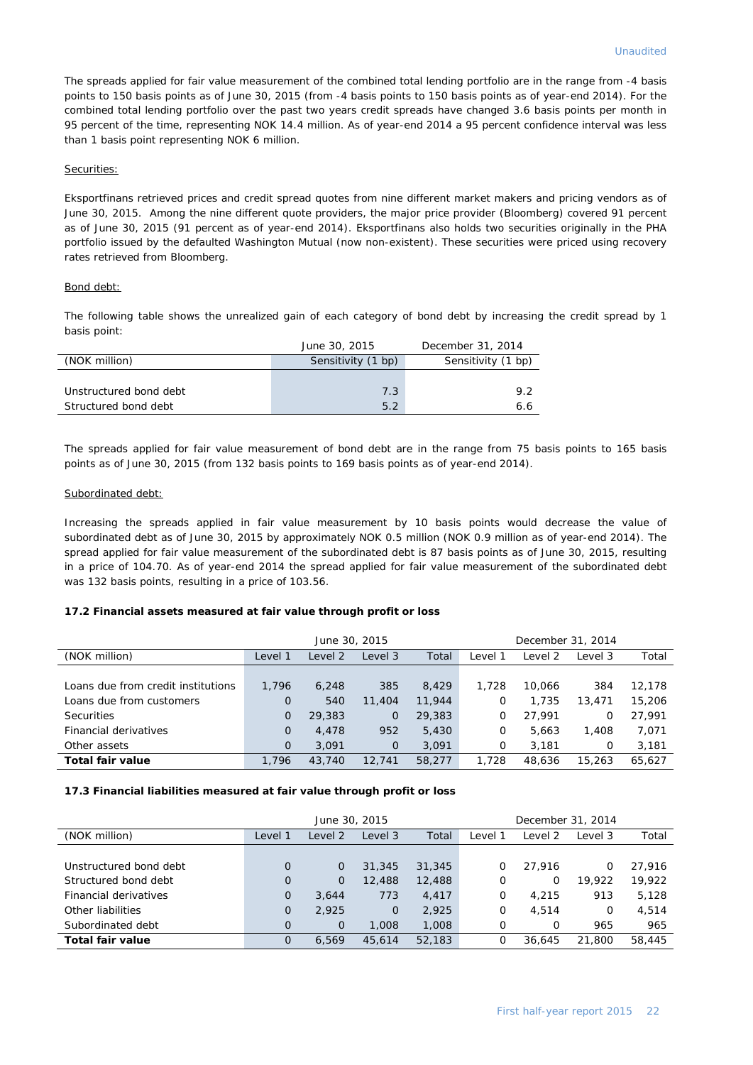The spreads applied for fair value measurement of the combined total lending portfolio are in the range from -4 basis points to 150 basis points as of June 30, 2015 (from -4 basis points to 150 basis points as of year-end 2014). For the combined total lending portfolio over the past two years credit spreads have changed 3.6 basis points per month in 95 percent of the time, representing NOK 14.4 million. As of year-end 2014 a 95 percent confidence interval was less than 1 basis point representing NOK 6 million.

Securities:

Eksportfinans retrieved prices and credit spread quotes from nine different market makers and pricing vendors as of June 30, 2015. Among the nine different quote providers, the major price provider (Bloomberg) covered 91 percent as of June 30, 2015 (91 percent as of year-end 2014). Eksportfinans also holds two securities originally in the PHA portfolio issued by the defaulted Washington Mutual (now non-existent). These securities were priced using recovery rates retrieved from Bloomberg.

Bond debt:

The following table shows the unrealized gain of each category of bond debt by increasing the credit spread by 1 basis point:

| | June 30, 2015 | December 31, 2014 |
|---|---|---|
| (NOK million) | Sensitivity (1 bp) | Sensitivity (1 bp) |
| Unstructured bond debt | 7.3 | 9.2 |
| Structured bond debt | 5.2 | 6.6 |

The spreads applied for fair value measurement of bond debt are in the range from 75 basis points to 165 basis points as of June 30, 2015 (from 132 basis points to 169 basis points as of year-end 2014).

Subordinated debt:

Increasing the spreads applied in fair value measurement by 10 basis points would decrease the value of subordinated debt as of June 30, 2015 by approximately NOK 0.5 million (NOK 0.9 million as of year-end 2014). The spread applied for fair value measurement of the subordinated debt is 87 basis points as of June 30, 2015, resulting in a price of 104.70. As of year-end 2014 the spread applied for fair value measurement of the subordinated debt was 132 basis points, resulting in a price of 103.56.

### 17.2 Financial assets measured at fair value through profit or loss

| | June 30, 2015 | | | | December 31, 2014 | | | |
|---|---|---|---|---|---|---|---|---|
| (NOK million) | Level 1 | Level 2 | Level 3 | Total | Level 1 | Level 2 | Level 3 | Total |
| Loans due from credit institutions | 1,796 | 6,248 | 385 | 8,429 | 1,728 | 10,066 | 384 | 12,178 |
| Loans due from customers | 0 | 540 | 11,404 | 11,944 | 0 | 1,735 | 13,471 | 15,206 |
| Securities | 0 | 29,383 | 0 | 29,383 | 0 | 27,991 | 0 | 27,991 |
| Financial derivatives | 0 | 4,478 | 952 | 5,430 | 0 | 5,663 | 1,408 | 7,071 |
| Other assets | 0 | 3,091 | 0 | 3,091 | 0 | 3,181 | 0 | 3,181 |
| **Total fair value** | 1,796 | 43,740 | 12,741 | 58,277 | 1,728 | 48,636 | 15,263 | 65,627 |

### 17.3 Financial liabilities measured at fair value through profit or loss

| | June 30, 2015 | | | | December 31, 2014 | | | |
|---|---|---|---|---|---|---|---|---|
| (NOK million) | Level 1 | Level 2 | Level 3 | Total | Level 1 | Level 2 | Level 3 | Total |
| Unstructured bond debt | 0 | 0 | 31,345 | 31,345 | 0 | 27,916 | 0 | 27,916 |
| Structured bond debt | 0 | 0 | 12,488 | 12,488 | 0 | 0 | 19,922 | 19,922 |
| Financial derivatives | 0 | 3,644 | 773 | 4,417 | 0 | 4,215 | 913 | 5,128 |
| Other liabilities | 0 | 2,925 | 0 | 2,925 | 0 | 4,514 | 0 | 4,514 |
| Subordinated debt | 0 | 0 | 1,008 | 1,008 | 0 | 0 | 965 | 965 |
| **Total fair value** | 0 | 6,569 | 45,614 | 52,183 | 0 | 36,645 | 21,800 | 58,445 |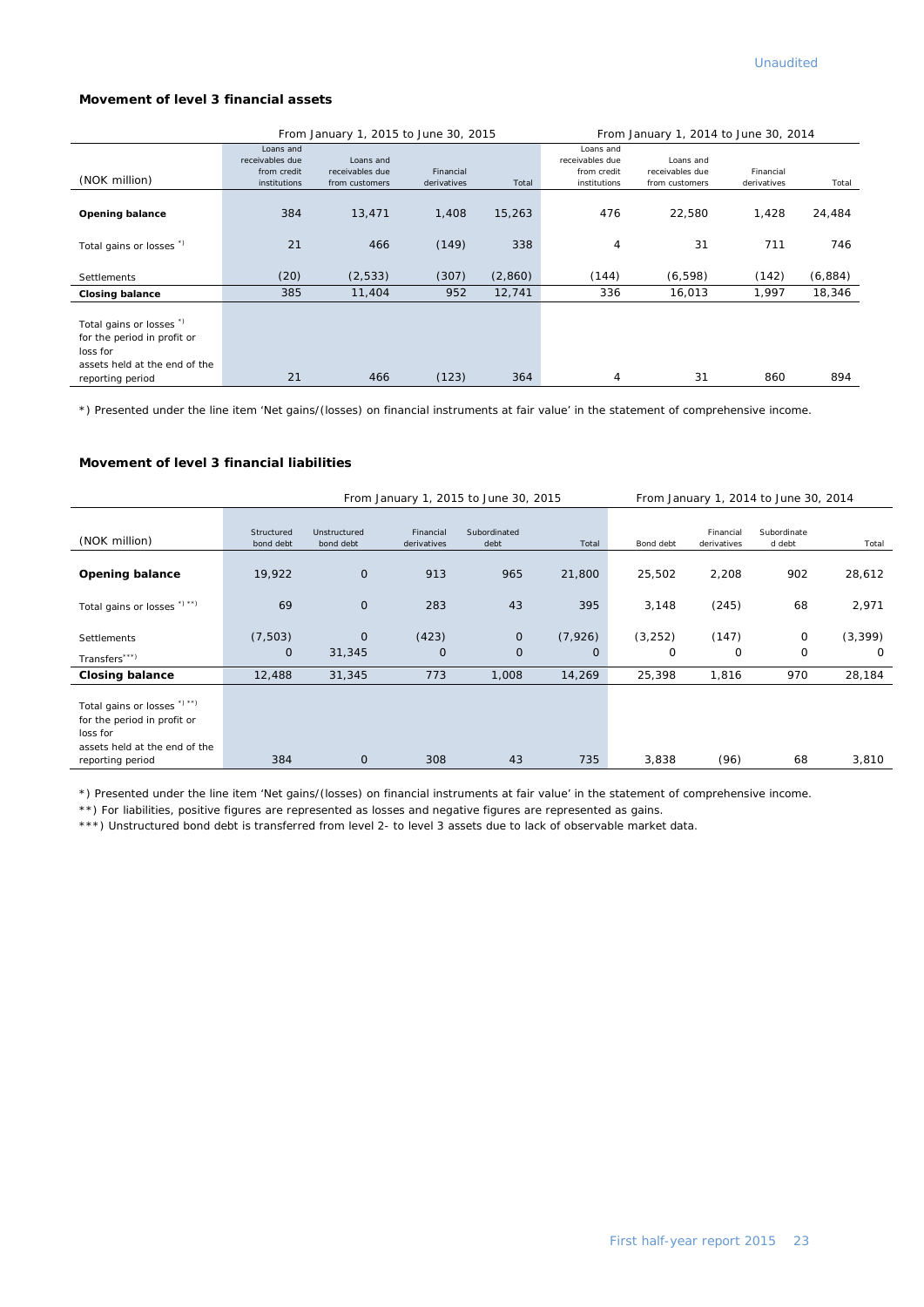Unaudited

**Movement of level 3 financial assets**

| (NOK million) | From January 1, 2015 to June 30, 2015 | | | | From January 1, 2014 to June 30, 2014 | | | |
|---|---|---|---|---|---|---|---|---|
| | Loans and receivables due from credit institutions | Loans and receivables due from customers | Financial derivatives | Total | Loans and receivables due from credit institutions | Loans and receivables due from customers | Financial derivatives | Total |
| **Opening balance** | 384 | 13,471 | 1,408 | 15,263 | 476 | 22,580 | 1,428 | 24,484 |
| Total gains or losses *) | 21 | 466 | (149) | 338 | 4 | 31 | 711 | 746 |
| Settlements | (20) | (2,533) | (307) | (2,860) | (144) | (6,598) | (142) | (6,884) |
| **Closing balance** | 385 | 11,404 | 952 | 12,741 | 336 | 16,013 | 1,997 | 18,346 |
| Total gains or losses *) for the period in profit or loss for assets held at the end of the reporting period | 21 | 466 | (123) | 364 | 4 | 31 | 860 | 894 |

*) Presented under the line item 'Net gains/(losses) on financial instruments at fair value' in the statement of comprehensive income.

**Movement of level 3 financial liabilities**

| (NOK million) | From January 1, 2015 to June 30, 2015 | | | | | From January 1, 2014 to June 30, 2014 | | | |
|---|---|---|---|---|---|---|---|---|---|
| | Structured bond debt | Unstructured bond debt | Financial derivatives | Subordinated debt | Total | Bond debt | Financial derivatives | Subordinated debt | Total |
| **Opening balance** | 19,922 | 0 | 913 | 965 | 21,800 | 25,502 | 2,208 | 902 | 28,612 |
| Total gains or losses *) **) | 69 | 0 | 283 | 43 | 395 | 3,148 | (245) | 68 | 2,971 |
| Settlements | (7,503) | 0 | (423) | 0 | (7,926) | (3,252) | (147) | 0 | (3,399) |
| Transfers***) | 0 | 31,345 | 0 | 0 | 0 | 0 | 0 | 0 | 0 |
| **Closing balance** | 12,488 | 31,345 | 773 | 1,008 | 14,269 | 25,398 | 1,816 | 970 | 28,184 |
| Total gains or losses *) **) for the period in profit or loss for assets held at the end of the reporting period | 384 | 0 | 308 | 43 | 735 | 3,838 | (96) | 68 | 3,810 |

*) Presented under the line item 'Net gains/(losses) on financial instruments at fair value' in the statement of comprehensive income.

**) For liabilities, positive figures are represented as losses and negative figures are represented as gains.

***) Unstructured bond debt is transferred from level 2- to level 3 assets due to lack of observable market data.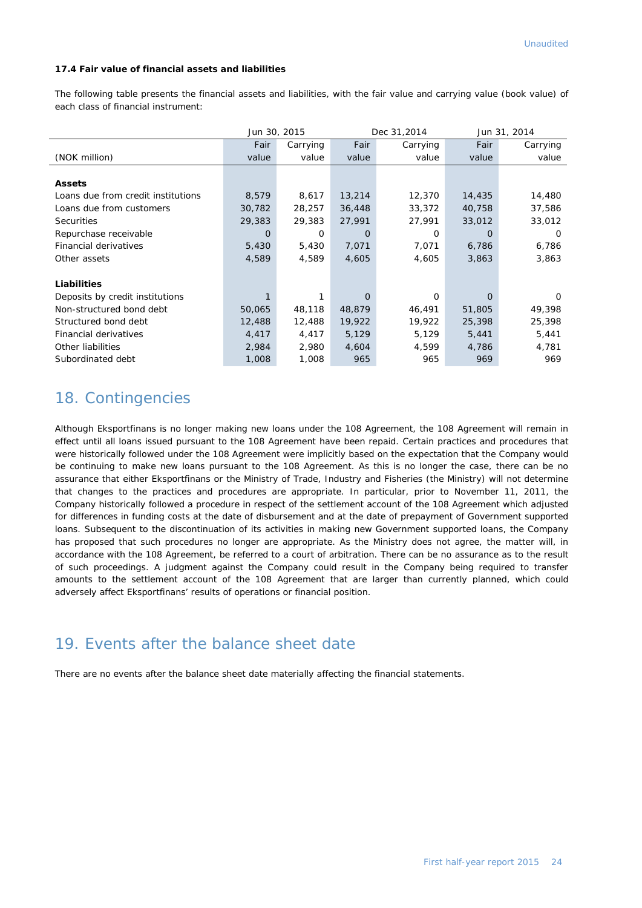Unaudited

**17.4 Fair value of financial assets and liabilities**

The following table presents the financial assets and liabilities, with the fair value and carrying value (book value) of each class of financial instrument:

| | Jun 30, 2015 | | Dec 31,2014 | | Jun 31, 2014 | |
|---|---|---|---|---|---|---|
| (NOK million) | Fair value | Carrying value | Fair value | Carrying value | Fair value | Carrying value |
| **Assets** | | | | | | |
| Loans due from credit institutions | 8,579 | 8,617 | 13,214 | 12,370 | 14,435 | 14,480 |
| Loans due from customers | 30,782 | 28,257 | 36,448 | 33,372 | 40,758 | 37,586 |
| Securities | 29,383 | 29,383 | 27,991 | 27,991 | 33,012 | 33,012 |
| Repurchase receivable | 0 | 0 | 0 | 0 | 0 | 0 |
| Financial derivatives | 5,430 | 5,430 | 7,071 | 7,071 | 6,786 | 6,786 |
| Other assets | 4,589 | 4,589 | 4,605 | 4,605 | 3,863 | 3,863 |
| **Liabilities** | | | | | | |
| Deposits by credit institutions | 1 | 1 | 0 | 0 | 0 | 0 |
| Non-structured bond debt | 50,065 | 48,118 | 48,879 | 46,491 | 51,805 | 49,398 |
| Structured bond debt | 12,488 | 12,488 | 19,922 | 19,922 | 25,398 | 25,398 |
| Financial derivatives | 4,417 | 4,417 | 5,129 | 5,129 | 5,441 | 5,441 |
| Other liabilities | 2,984 | 2,980 | 4,604 | 4,599 | 4,786 | 4,781 |
| Subordinated debt | 1,008 | 1,008 | 965 | 965 | 969 | 969 |

## 18. Contingencies

Although Eksportfinans is no longer making new loans under the 108 Agreement, the 108 Agreement will remain in effect until all loans issued pursuant to the 108 Agreement have been repaid. Certain practices and procedures that were historically followed under the 108 Agreement were implicitly based on the expectation that the Company would be continuing to make new loans pursuant to the 108 Agreement. As this is no longer the case, there can be no assurance that either Eksportfinans or the Ministry of Trade, Industry and Fisheries (the Ministry) will not determine that changes to the practices and procedures are appropriate. In particular, prior to November 11, 2011, the Company historically followed a procedure in respect of the settlement account of the 108 Agreement which adjusted for differences in funding costs at the date of disbursement and at the date of prepayment of Government supported loans. Subsequent to the discontinuation of its activities in making new Government supported loans, the Company has proposed that such procedures no longer are appropriate. As the Ministry does not agree, the matter will, in accordance with the 108 Agreement, be referred to a court of arbitration. There can be no assurance as to the result of such proceedings. A judgment against the Company could result in the Company being required to transfer amounts to the settlement account of the 108 Agreement that are larger than currently planned, which could adversely affect Eksportfinans' results of operations or financial position.

## 19. Events after the balance sheet date

There are no events after the balance sheet date materially affecting the financial statements.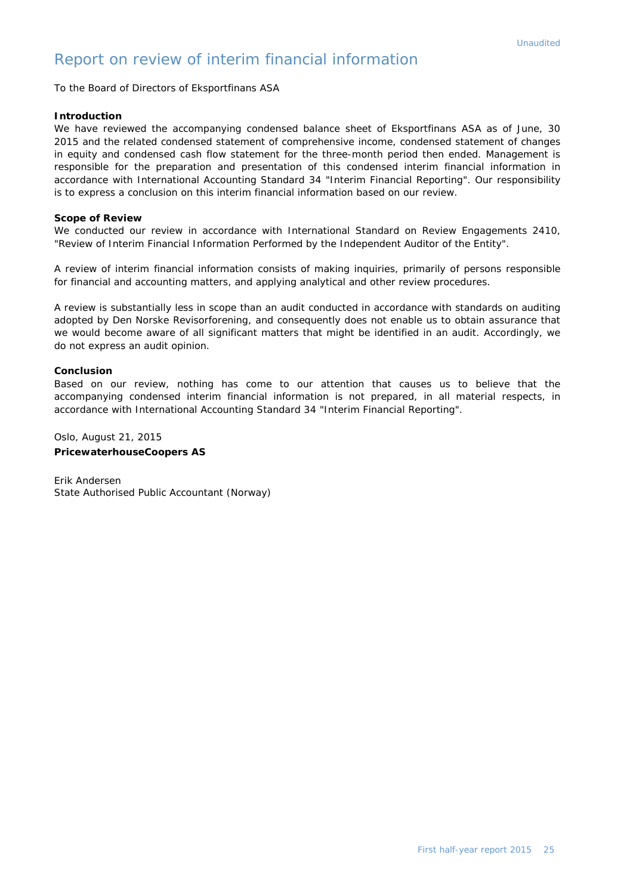Unaudited

# Report on review of interim financial information

To the Board of Directors of Eksportfinans ASA

**Introduction**

We have reviewed the accompanying condensed balance sheet of Eksportfinans ASA as of June, 30 2015 and the related condensed statement of comprehensive income, condensed statement of changes in equity and condensed cash flow statement for the three-month period then ended. Management is responsible for the preparation and presentation of this condensed interim financial information in accordance with International Accounting Standard 34 "Interim Financial Reporting". Our responsibility is to express a conclusion on this interim financial information based on our review.

**Scope of Review**

We conducted our review in accordance with International Standard on Review Engagements 2410, "Review of Interim Financial Information Performed by the Independent Auditor of the Entity".

A review of interim financial information consists of making inquiries, primarily of persons responsible for financial and accounting matters, and applying analytical and other review procedures.

A review is substantially less in scope than an audit conducted in accordance with standards on auditing adopted by Den Norske Revisorforening, and consequently does not enable us to obtain assurance that we would become aware of all significant matters that might be identified in an audit. Accordingly, we do not express an audit opinion.

**Conclusion**

Based on our review, nothing has come to our attention that causes us to believe that the accompanying condensed interim financial information is not prepared, in all material respects, in accordance with International Accounting Standard 34 "Interim Financial Reporting".

Oslo, August 21, 2015

**PricewaterhouseCoopers AS**

Erik Andersen
State Authorised Public Accountant (Norway)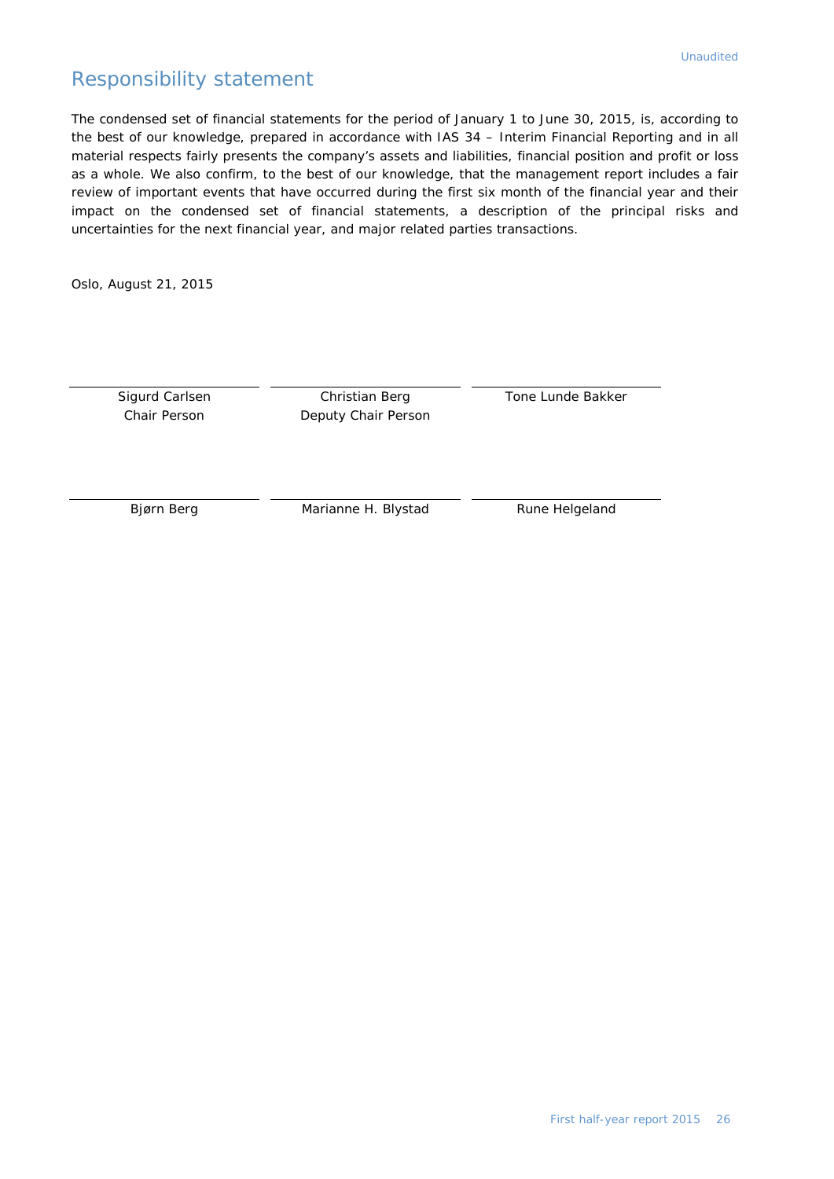Unaudited

# Responsibility statement

The condensed set of financial statements for the period of January 1 to June 30, 2015, is, according to the best of our knowledge, prepared in accordance with IAS 34 – Interim Financial Reporting and in all material respects fairly presents the company's assets and liabilities, financial position and profit or loss as a whole. We also confirm, to the best of our knowledge, that the management report includes a fair review of important events that have occurred during the first six month of the financial year and their impact on the condensed set of financial statements, a description of the principal risks and uncertainties for the next financial year, and major related parties transactions.

Oslo, August 21, 2015

| | | |
|---|---|---|
| Sigurd Carlsen<br>Chair Person | Christian Berg<br>Deputy Chair Person | Tone Lunde Bakker |
| Bjørn Berg | Marianne H. Blystad | Rune Helgeland |